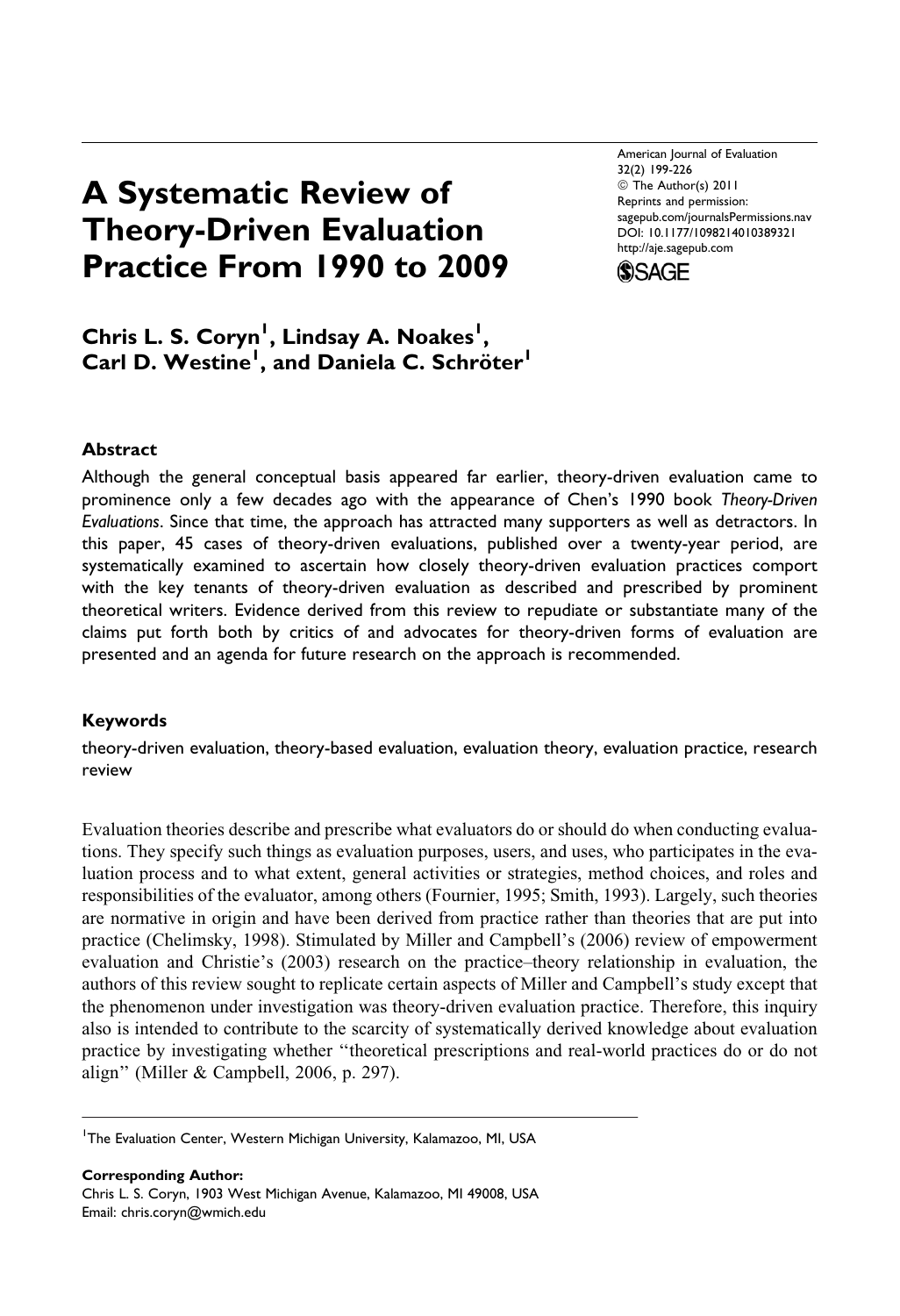# A Systematic Review of Theory-Driven Evaluation Practice From 1990 to 2009

American Journal of Evaluation
32(2) 199-226
© The Author(s) 2011
Reprints and permission:
sagepub.com/journalsPermissions.nav
DOI: 10.1177/1098214010389321
http://aje.sagepub.com

**Chris L. S. Coryn[1], Lindsay A. Noakes[1], Carl D. Westine[1], and Daniela C. Schröter[1]**

## Abstract

Although the general conceptual basis appeared far earlier, theory-driven evaluation came to prominence only a few decades ago with the appearance of Chen's 1990 book *Theory-Driven Evaluations*. Since that time, the approach has attracted many supporters as well as detractors. In this paper, 45 cases of theory-driven evaluations, published over a twenty-year period, are systematically examined to ascertain how closely theory-driven evaluation practices comport with the key tenants of theory-driven evaluation as described and prescribed by prominent theoretical writers. Evidence derived from this review to repudiate or substantiate many of the claims put forth both by critics of and advocates for theory-driven forms of evaluation are presented and an agenda for future research on the approach is recommended.

## Keywords

theory-driven evaluation, theory-based evaluation, evaluation theory, evaluation practice, research review

Evaluation theories describe and prescribe what evaluators do or should do when conducting evaluations. They specify such things as evaluation purposes, users, and uses, who participates in the evaluation process and to what extent, general activities or strategies, method choices, and roles and responsibilities of the evaluator, among others (Fournier, 1995; Smith, 1993). Largely, such theories are normative in origin and have been derived from practice rather than theories that are put into practice (Chelimsky, 1998). Stimulated by Miller and Campbell's (2006) review of empowerment evaluation and Christie's (2003) research on the practice–theory relationship in evaluation, the authors of this review sought to replicate certain aspects of Miller and Campbell's study except that the phenomenon under investigation was theory-driven evaluation practice. Therefore, this inquiry also is intended to contribute to the scarcity of systematically derived knowledge about evaluation practice by investigating whether "theoretical prescriptions and real-world practices do or do not align" (Miller & Campbell, 2006, p. 297).

[1]The Evaluation Center, Western Michigan University, Kalamazoo, MI, USA

**Corresponding Author:**
Chris L. S. Coryn, 1903 West Michigan Avenue, Kalamazoo, MI 49008, USA
Email: chris.coryn@wmich.edu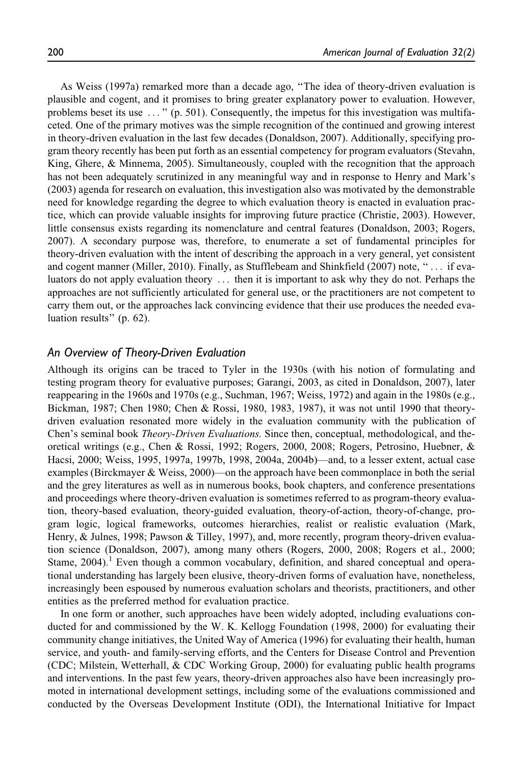As Weiss (1997a) remarked more than a decade ago, ''The idea of theory-driven evaluation is plausible and cogent, and it promises to bring greater explanatory power to evaluation. However, problems beset its use . . . '' (p. 501). Consequently, the impetus for this investigation was multifaceted. One of the primary motives was the simple recognition of the continued and growing interest in theory-driven evaluation in the last few decades (Donaldson, 2007). Additionally, specifying program theory recently has been put forth as an essential competency for program evaluators (Stevahn, King, Ghere, & Minnema, 2005). Simultaneously, coupled with the recognition that the approach has not been adequately scrutinized in any meaningful way and in response to Henry and Mark's (2003) agenda for research on evaluation, this investigation also was motivated by the demonstrable need for knowledge regarding the degree to which evaluation theory is enacted in evaluation practice, which can provide valuable insights for improving future practice (Christie, 2003). However, little consensus exists regarding its nomenclature and central features (Donaldson, 2003; Rogers, 2007). A secondary purpose was, therefore, to enumerate a set of fundamental principles for theory-driven evaluation with the intent of describing the approach in a very general, yet consistent and cogent manner (Miller, 2010). Finally, as Stufflebeam and Shinkfield (2007) note, '' . . . if evaluators do not apply evaluation theory . . . then it is important to ask why they do not. Perhaps the approaches are not sufficiently articulated for general use, or the practitioners are not competent to carry them out, or the approaches lack convincing evidence that their use produces the needed evaluation results'' (p. 62).

## An Overview of Theory-Driven Evaluation

Although its origins can be traced to Tyler in the 1930s (with his notion of formulating and testing program theory for evaluative purposes; Garangi, 2003, as cited in Donaldson, 2007), later reappearing in the 1960s and 1970s (e.g., Suchman, 1967; Weiss, 1972) and again in the 1980s (e.g., Bickman, 1987; Chen 1980; Chen & Rossi, 1980, 1983, 1987), it was not until 1990 that theory-driven evaluation resonated more widely in the evaluation community with the publication of Chen's seminal book *Theory-Driven Evaluations.* Since then, conceptual, methodological, and theoretical writings (e.g., Chen & Rossi, 1992; Rogers, 2000, 2008; Rogers, Petrosino, Huebner, & Hacsi, 2000; Weiss, 1995, 1997a, 1997b, 1998, 2004a, 2004b)—and, to a lesser extent, actual case examples (Birckmayer & Weiss, 2000)—on the approach have been commonplace in both the serial and the grey literatures as well as in numerous books, book chapters, and conference presentations and proceedings where theory-driven evaluation is sometimes referred to as program-theory evaluation, theory-based evaluation, theory-guided evaluation, theory-of-action, theory-of-change, program logic, logical frameworks, outcomes hierarchies, realist or realistic evaluation (Mark, Henry, & Julnes, 1998; Pawson & Tilley, 1997), and, more recently, program theory-driven evaluation science (Donaldson, 2007), among many others (Rogers, 2000, 2008; Rogers et al., 2000; Stame, 2004).[1] Even though a common vocabulary, definition, and shared conceptual and operational understanding has largely been elusive, theory-driven forms of evaluation have, nonetheless, increasingly been espoused by numerous evaluation scholars and theorists, practitioners, and other entities as the preferred method for evaluation practice.

In one form or another, such approaches have been widely adopted, including evaluations conducted for and commissioned by the W. K. Kellogg Foundation (1998, 2000) for evaluating their community change initiatives, the United Way of America (1996) for evaluating their health, human service, and youth- and family-serving efforts, and the Centers for Disease Control and Prevention (CDC; Milstein, Wetterhall, & CDC Working Group, 2000) for evaluating public health programs and interventions. In the past few years, theory-driven approaches also have been increasingly promoted in international development settings, including some of the evaluations commissioned and conducted by the Overseas Development Institute (ODI), the International Initiative for Impact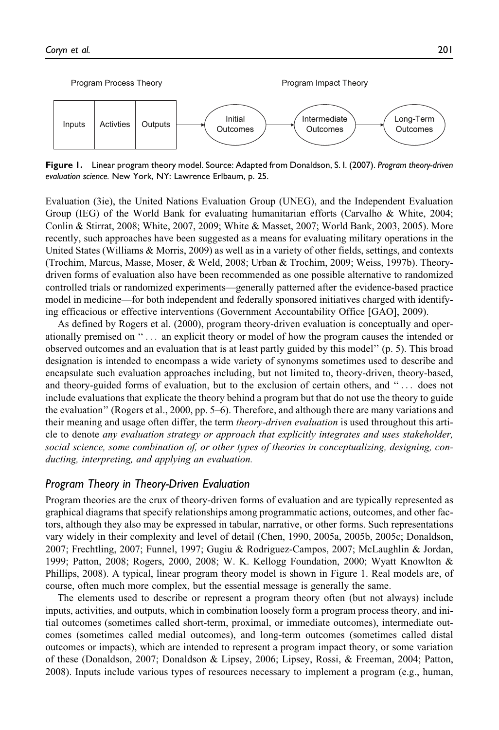Program Process Theory | Program Impact Theory

Inputs | Activties | Outputs → Initial Outcomes → Intermediate Outcomes → Long-Term Outcomes

**Figure 1.** Linear program theory model. Source: Adapted from Donaldson, S. I. (2007). *Program theory-driven evaluation science.* New York, NY: Lawrence Erlbaum, p. 25.

Evaluation (3ie), the United Nations Evaluation Group (UNEG), and the Independent Evaluation Group (IEG) of the World Bank for evaluating humanitarian efforts (Carvalho & White, 2004; Conlin & Stirrat, 2008; White, 2007, 2009; White & Masset, 2007; World Bank, 2003, 2005). More recently, such approaches have been suggested as a means for evaluating military operations in the United States (Williams & Morris, 2009) as well as in a variety of other fields, settings, and contexts (Trochim, Marcus, Masse, Moser, & Weld, 2008; Urban & Trochim, 2009; Weiss, 1997b). Theory-driven forms of evaluation also have been recommended as one possible alternative to randomized controlled trials or randomized experiments—generally patterned after the evidence-based practice model in medicine—for both independent and federally sponsored initiatives charged with identifying efficacious or effective interventions (Government Accountability Office [GAO], 2009).

As defined by Rogers et al. (2000), program theory-driven evaluation is conceptually and operationally premised on ''... an explicit theory or model of how the program causes the intended or observed outcomes and an evaluation that is at least partly guided by this model'' (p. 5). This broad designation is intended to encompass a wide variety of synonyms sometimes used to describe and encapsulate such evaluation approaches including, but not limited to, theory-driven, theory-based, and theory-guided forms of evaluation, but to the exclusion of certain others, and ''... does not include evaluations that explicate the theory behind a program but that do not use the theory to guide the evaluation'' (Rogers et al., 2000, pp. 5–6). Therefore, and although there are many variations and their meaning and usage often differ, the term *theory-driven evaluation* is used throughout this article to denote *any evaluation strategy or approach that explicitly integrates and uses stakeholder, social science, some combination of, or other types of theories in conceptualizing, designing, conducting, interpreting, and applying an evaluation.*

## Program Theory in Theory-Driven Evaluation

Program theories are the crux of theory-driven forms of evaluation and are typically represented as graphical diagrams that specify relationships among programmatic actions, outcomes, and other factors, although they also may be expressed in tabular, narrative, or other forms. Such representations vary widely in their complexity and level of detail (Chen, 1990, 2005a, 2005b, 2005c; Donaldson, 2007; Frechtling, 2007; Funnel, 1997; Gugiu & Rodriguez-Campos, 2007; McLaughlin & Jordan, 1999; Patton, 2008; Rogers, 2000, 2008; W. K. Kellogg Foundation, 2000; Wyatt Knowlton & Phillips, 2008). A typical, linear program theory model is shown in Figure 1. Real models are, of course, often much more complex, but the essential message is generally the same.

The elements used to describe or represent a program theory often (but not always) include inputs, activities, and outputs, which in combination loosely form a program process theory, and initial outcomes (sometimes called short-term, proximal, or immediate outcomes), intermediate outcomes (sometimes called medial outcomes), and long-term outcomes (sometimes called distal outcomes or impacts), which are intended to represent a program impact theory, or some variation of these (Donaldson, 2007; Donaldson & Lipsey, 2006; Lipsey, Rossi, & Freeman, 2004; Patton, 2008). Inputs include various types of resources necessary to implement a program (e.g., human,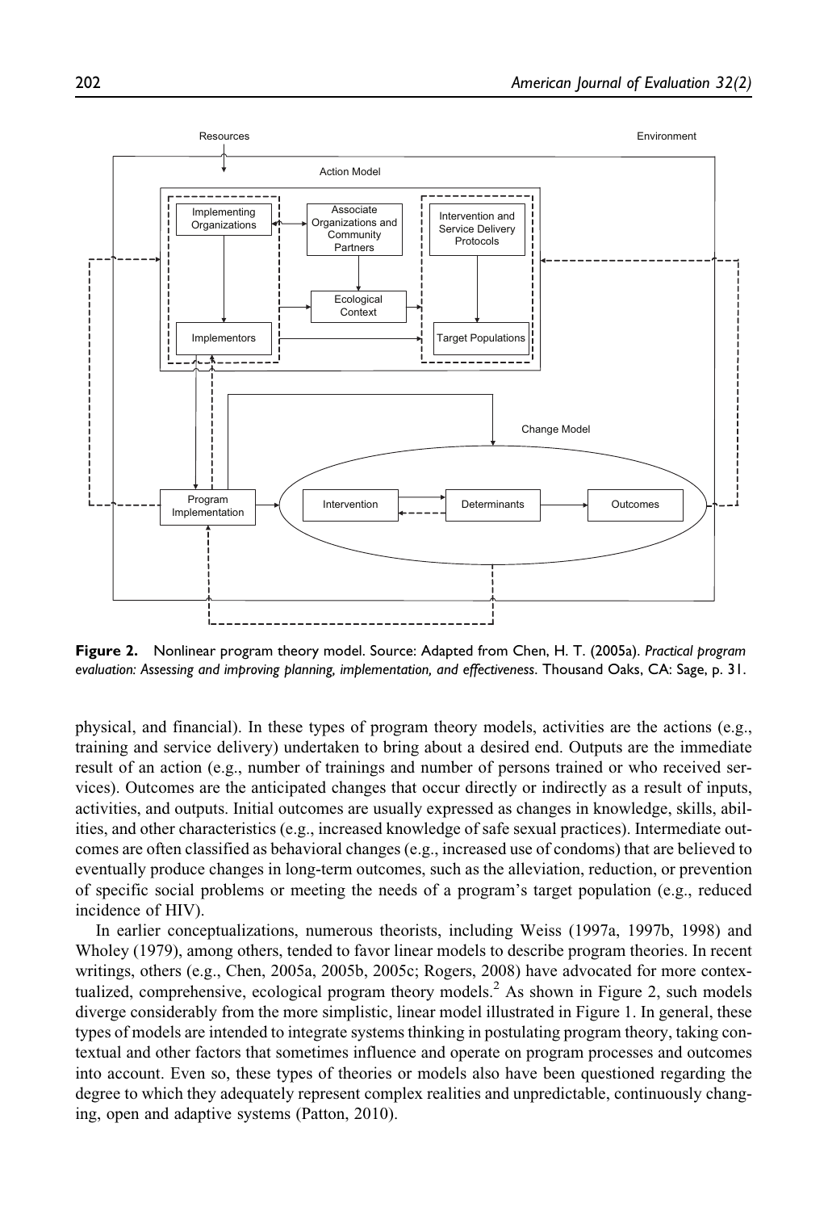Resources

Environment

Action Model

Implementing Organizations

Associate Organizations and Community Partners

Intervention and Service Delivery Protocols

Ecological Context

Implementors

Target Populations

Change Model

Program Implementation

Intervention

Determinants

Outcomes

**Figure 2.** Nonlinear program theory model. Source: Adapted from Chen, H. T. (2005a). *Practical program evaluation: Assessing and improving planning, implementation, and effectiveness*. Thousand Oaks, CA: Sage, p. 31.

physical, and financial). In these types of program theory models, activities are the actions (e.g., training and service delivery) undertaken to bring about a desired end. Outputs are the immediate result of an action (e.g., number of trainings and number of persons trained or who received services). Outcomes are the anticipated changes that occur directly or indirectly as a result of inputs, activities, and outputs. Initial outcomes are usually expressed as changes in knowledge, skills, abilities, and other characteristics (e.g., increased knowledge of safe sexual practices). Intermediate outcomes are often classified as behavioral changes (e.g., increased use of condoms) that are believed to eventually produce changes in long-term outcomes, such as the alleviation, reduction, or prevention of specific social problems or meeting the needs of a program's target population (e.g., reduced incidence of HIV).

In earlier conceptualizations, numerous theorists, including Weiss (1997a, 1997b, 1998) and Wholey (1979), among others, tended to favor linear models to describe program theories. In recent writings, others (e.g., Chen, 2005a, 2005b, 2005c; Rogers, 2008) have advocated for more contextualized, comprehensive, ecological program theory models.[2] As shown in Figure 2, such models diverge considerably from the more simplistic, linear model illustrated in Figure 1. In general, these types of models are intended to integrate systems thinking in postulating program theory, taking contextual and other factors that sometimes influence and operate on program processes and outcomes into account. Even so, these types of theories or models also have been questioned regarding the degree to which they adequately represent complex realities and unpredictable, continuously changing, open and adaptive systems (Patton, 2010).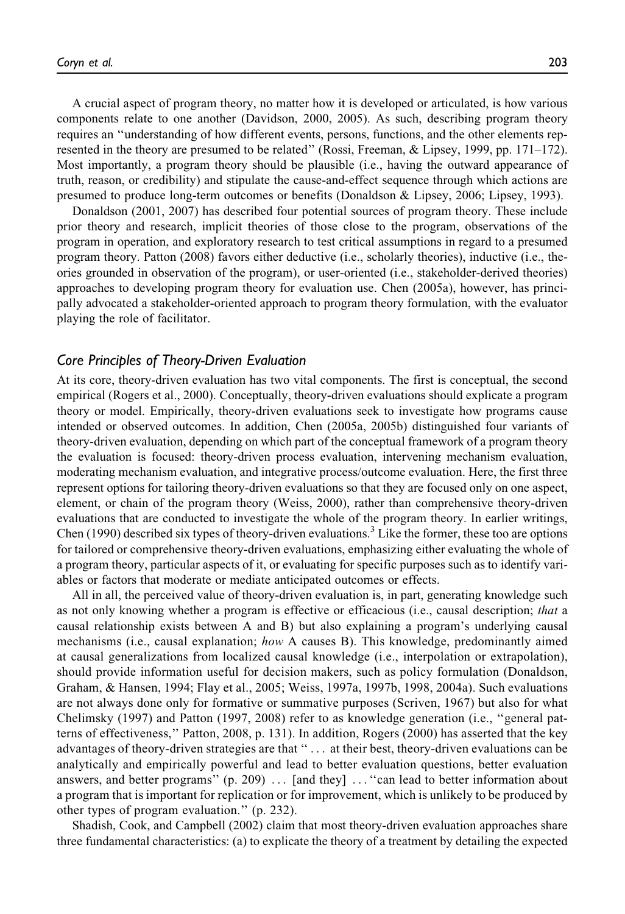A crucial aspect of program theory, no matter how it is developed or articulated, is how various components relate to one another (Davidson, 2000, 2005). As such, describing program theory requires an ''understanding of how different events, persons, functions, and the other elements represented in the theory are presumed to be related'' (Rossi, Freeman, & Lipsey, 1999, pp. 171–172). Most importantly, a program theory should be plausible (i.e., having the outward appearance of truth, reason, or credibility) and stipulate the cause-and-effect sequence through which actions are presumed to produce long-term outcomes or benefits (Donaldson & Lipsey, 2006; Lipsey, 1993).

Donaldson (2001, 2007) has described four potential sources of program theory. These include prior theory and research, implicit theories of those close to the program, observations of the program in operation, and exploratory research to test critical assumptions in regard to a presumed program theory. Patton (2008) favors either deductive (i.e., scholarly theories), inductive (i.e., theories grounded in observation of the program), or user-oriented (i.e., stakeholder-derived theories) approaches to developing program theory for evaluation use. Chen (2005a), however, has principally advocated a stakeholder-oriented approach to program theory formulation, with the evaluator playing the role of facilitator.

### *Core Principles of Theory-Driven Evaluation*

At its core, theory-driven evaluation has two vital components. The first is conceptual, the second empirical (Rogers et al., 2000). Conceptually, theory-driven evaluations should explicate a program theory or model. Empirically, theory-driven evaluations seek to investigate how programs cause intended or observed outcomes. In addition, Chen (2005a, 2005b) distinguished four variants of theory-driven evaluation, depending on which part of the conceptual framework of a program theory the evaluation is focused: theory-driven process evaluation, intervening mechanism evaluation, moderating mechanism evaluation, and integrative process/outcome evaluation. Here, the first three represent options for tailoring theory-driven evaluations so that they are focused only on one aspect, element, or chain of the program theory (Weiss, 2000), rather than comprehensive theory-driven evaluations that are conducted to investigate the whole of the program theory. In earlier writings, Chen (1990) described six types of theory-driven evaluations.[3] Like the former, these too are options for tailored or comprehensive theory-driven evaluations, emphasizing either evaluating the whole of a program theory, particular aspects of it, or evaluating for specific purposes such as to identify variables or factors that moderate or mediate anticipated outcomes or effects.

All in all, the perceived value of theory-driven evaluation is, in part, generating knowledge such as not only knowing whether a program is effective or efficacious (i.e., causal description; *that* a causal relationship exists between A and B) but also explaining a program's underlying causal mechanisms (i.e., causal explanation; *how* A causes B). This knowledge, predominantly aimed at causal generalizations from localized causal knowledge (i.e., interpolation or extrapolation), should provide information useful for decision makers, such as policy formulation (Donaldson, Graham, & Hansen, 1994; Flay et al., 2005; Weiss, 1997a, 1997b, 1998, 2004a). Such evaluations are not always done only for formative or summative purposes (Scriven, 1967) but also for what Chelimsky (1997) and Patton (1997, 2008) refer to as knowledge generation (i.e., ''general patterns of effectiveness,'' Patton, 2008, p. 131). In addition, Rogers (2000) has asserted that the key advantages of theory-driven strategies are that '' . . . at their best, theory-driven evaluations can be analytically and empirically powerful and lead to better evaluation questions, better evaluation answers, and better programs'' (p. 209) . . . [and they] . . . ''can lead to better information about a program that is important for replication or for improvement, which is unlikely to be produced by other types of program evaluation.'' (p. 232).

Shadish, Cook, and Campbell (2002) claim that most theory-driven evaluation approaches share three fundamental characteristics: (a) to explicate the theory of a treatment by detailing the expected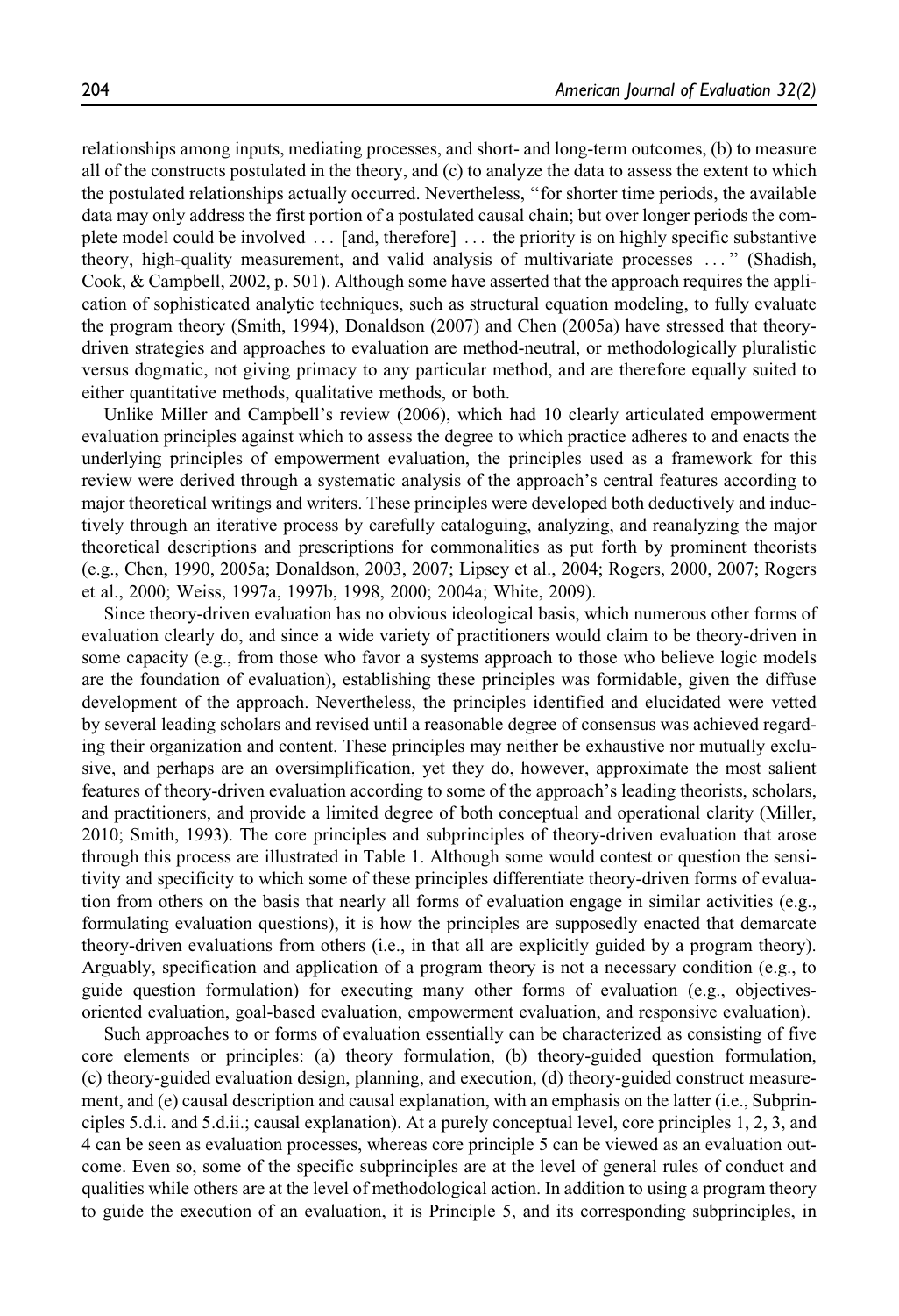relationships among inputs, mediating processes, and short- and long-term outcomes, (b) to measure all of the constructs postulated in the theory, and (c) to analyze the data to assess the extent to which the postulated relationships actually occurred. Nevertheless, ''for shorter time periods, the available data may only address the first portion of a postulated causal chain; but over longer periods the complete model could be involved ... [and, therefore] ... the priority is on highly specific substantive theory, high-quality measurement, and valid analysis of multivariate processes ... '' (Shadish, Cook, & Campbell, 2002, p. 501). Although some have asserted that the approach requires the application of sophisticated analytic techniques, such as structural equation modeling, to fully evaluate the program theory (Smith, 1994), Donaldson (2007) and Chen (2005a) have stressed that theory-driven strategies and approaches to evaluation are method-neutral, or methodologically pluralistic versus dogmatic, not giving primacy to any particular method, and are therefore equally suited to either quantitative methods, qualitative methods, or both.

Unlike Miller and Campbell's review (2006), which had 10 clearly articulated empowerment evaluation principles against which to assess the degree to which practice adheres to and enacts the underlying principles of empowerment evaluation, the principles used as a framework for this review were derived through a systematic analysis of the approach's central features according to major theoretical writings and writers. These principles were developed both deductively and inductively through an iterative process by carefully cataloguing, analyzing, and reanalyzing the major theoretical descriptions and prescriptions for commonalities as put forth by prominent theorists (e.g., Chen, 1990, 2005a; Donaldson, 2003, 2007; Lipsey et al., 2004; Rogers, 2000, 2007; Rogers et al., 2000; Weiss, 1997a, 1997b, 1998, 2000; 2004a; White, 2009).

Since theory-driven evaluation has no obvious ideological basis, which numerous other forms of evaluation clearly do, and since a wide variety of practitioners would claim to be theory-driven in some capacity (e.g., from those who favor a systems approach to those who believe logic models are the foundation of evaluation), establishing these principles was formidable, given the diffuse development of the approach. Nevertheless, the principles identified and elucidated were vetted by several leading scholars and revised until a reasonable degree of consensus was achieved regarding their organization and content. These principles may neither be exhaustive nor mutually exclusive, and perhaps are an oversimplification, yet they do, however, approximate the most salient features of theory-driven evaluation according to some of the approach's leading theorists, scholars, and practitioners, and provide a limited degree of both conceptual and operational clarity (Miller, 2010; Smith, 1993). The core principles and subprinciples of theory-driven evaluation that arose through this process are illustrated in Table 1. Although some would contest or question the sensitivity and specificity to which some of these principles differentiate theory-driven forms of evaluation from others on the basis that nearly all forms of evaluation engage in similar activities (e.g., formulating evaluation questions), it is how the principles are supposedly enacted that demarcate theory-driven evaluations from others (i.e., in that all are explicitly guided by a program theory). Arguably, specification and application of a program theory is not a necessary condition (e.g., to guide question formulation) for executing many other forms of evaluation (e.g., objectives-oriented evaluation, goal-based evaluation, empowerment evaluation, and responsive evaluation).

Such approaches to or forms of evaluation essentially can be characterized as consisting of five core elements or principles: (a) theory formulation, (b) theory-guided question formulation, (c) theory-guided evaluation design, planning, and execution, (d) theory-guided construct measurement, and (e) causal description and causal explanation, with an emphasis on the latter (i.e., Subprinciples 5.d.i. and 5.d.ii.; causal explanation). At a purely conceptual level, core principles 1, 2, 3, and 4 can be seen as evaluation processes, whereas core principle 5 can be viewed as an evaluation outcome. Even so, some of the specific subprinciples are at the level of general rules of conduct and qualities while others are at the level of methodological action. In addition to using a program theory to guide the execution of an evaluation, it is Principle 5, and its corresponding subprinciples, in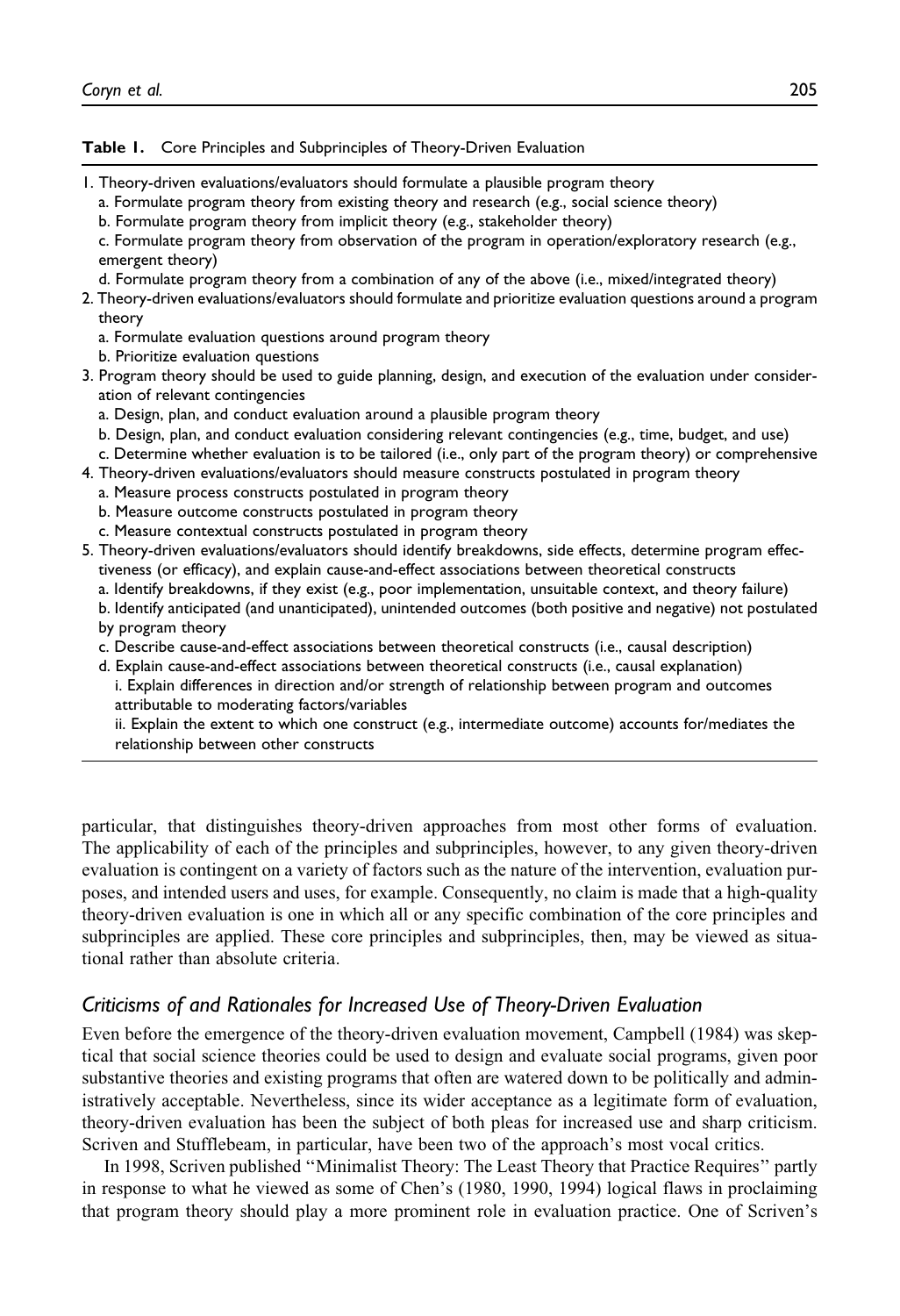**Table 1.** Core Principles and Subprinciples of Theory-Driven Evaluation

1. Theory-driven evaluations/evaluators should formulate a plausible program theory
   a. Formulate program theory from existing theory and research (e.g., social science theory)
   b. Formulate program theory from implicit theory (e.g., stakeholder theory)
   c. Formulate program theory from observation of the program in operation/exploratory research (e.g., emergent theory)
   d. Formulate program theory from a combination of any of the above (i.e., mixed/integrated theory)
2. Theory-driven evaluations/evaluators should formulate and prioritize evaluation questions around a program theory
   a. Formulate evaluation questions around program theory
   b. Prioritize evaluation questions
3. Program theory should be used to guide planning, design, and execution of the evaluation under consideration of relevant contingencies
   a. Design, plan, and conduct evaluation around a plausible program theory
   b. Design, plan, and conduct evaluation considering relevant contingencies (e.g., time, budget, and use)
   c. Determine whether evaluation is to be tailored (i.e., only part of the program theory) or comprehensive
4. Theory-driven evaluations/evaluators should measure constructs postulated in program theory
   a. Measure process constructs postulated in program theory
   b. Measure outcome constructs postulated in program theory
   c. Measure contextual constructs postulated in program theory
5. Theory-driven evaluations/evaluators should identify breakdowns, side effects, determine program effectiveness (or efficacy), and explain cause-and-effect associations between theoretical constructs
   a. Identify breakdowns, if they exist (e.g., poor implementation, unsuitable context, and theory failure)
   b. Identify anticipated (and unanticipated), unintended outcomes (both positive and negative) not postulated by program theory
   c. Describe cause-and-effect associations between theoretical constructs (i.e., causal description)
   d. Explain cause-and-effect associations between theoretical constructs (i.e., causal explanation)
      i. Explain differences in direction and/or strength of relationship between program and outcomes attributable to moderating factors/variables
      ii. Explain the extent to which one construct (e.g., intermediate outcome) accounts for/mediates the relationship between other constructs

particular, that distinguishes theory-driven approaches from most other forms of evaluation. The applicability of each of the principles and subprinciples, however, to any given theory-driven evaluation is contingent on a variety of factors such as the nature of the intervention, evaluation purposes, and intended users and uses, for example. Consequently, no claim is made that a high-quality theory-driven evaluation is one in which all or any specific combination of the core principles and subprinciples are applied. These core principles and subprinciples, then, may be viewed as situational rather than absolute criteria.

### *Criticisms of and Rationales for Increased Use of Theory-Driven Evaluation*

Even before the emergence of the theory-driven evaluation movement, Campbell (1984) was skeptical that social science theories could be used to design and evaluate social programs, given poor substantive theories and existing programs that often are watered down to be politically and administratively acceptable. Nevertheless, since its wider acceptance as a legitimate form of evaluation, theory-driven evaluation has been the subject of both pleas for increased use and sharp criticism. Scriven and Stufflebeam, in particular, have been two of the approach's most vocal critics.

In 1998, Scriven published "Minimalist Theory: The Least Theory that Practice Requires" partly in response to what he viewed as some of Chen's (1980, 1990, 1994) logical flaws in proclaiming that program theory should play a more prominent role in evaluation practice. One of Scriven's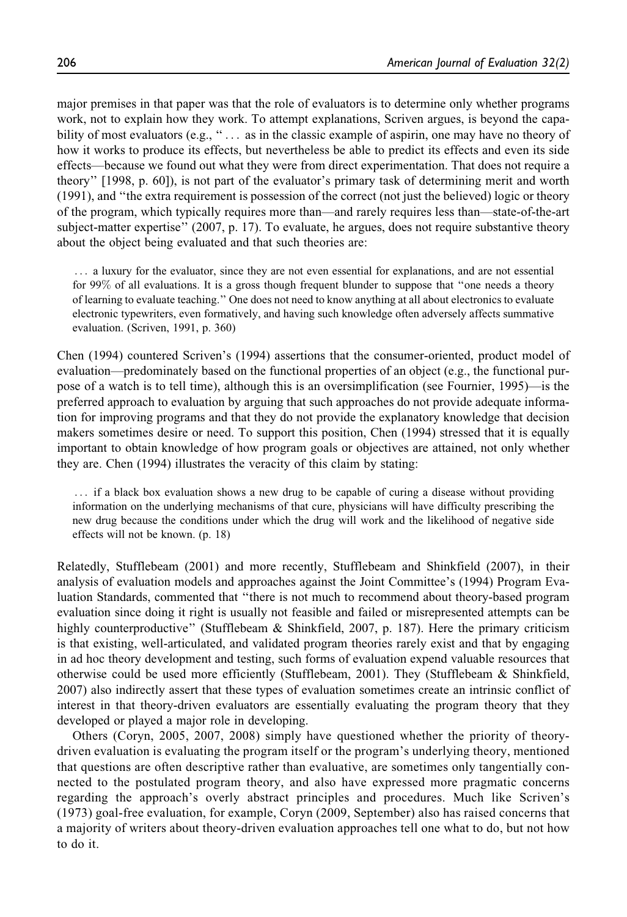major premises in that paper was that the role of evaluators is to determine only whether programs work, not to explain how they work. To attempt explanations, Scriven argues, is beyond the capability of most evaluators (e.g., " . . . as in the classic example of aspirin, one may have no theory of how it works to produce its effects, but nevertheless be able to predict its effects and even its side effects—because we found out what they were from direct experimentation. That does not require a theory" [1998, p. 60]), is not part of the evaluator's primary task of determining merit and worth (1991), and "the extra requirement is possession of the correct (not just the believed) logic or theory of the program, which typically requires more than—and rarely requires less than—state-of-the-art subject-matter expertise" (2007, p. 17). To evaluate, he argues, does not require substantive theory about the object being evaluated and that such theories are:

> . . . a luxury for the evaluator, since they are not even essential for explanations, and are not essential for 99% of all evaluations. It is a gross though frequent blunder to suppose that "one needs a theory of learning to evaluate teaching." One does not need to know anything at all about electronics to evaluate electronic typewriters, even formatively, and having such knowledge often adversely affects summative evaluation. (Scriven, 1991, p. 360)

Chen (1994) countered Scriven's (1994) assertions that the consumer-oriented, product model of evaluation—predominately based on the functional properties of an object (e.g., the functional purpose of a watch is to tell time), although this is an oversimplification (see Fournier, 1995)—is the preferred approach to evaluation by arguing that such approaches do not provide adequate information for improving programs and that they do not provide the explanatory knowledge that decision makers sometimes desire or need. To support this position, Chen (1994) stressed that it is equally important to obtain knowledge of how program goals or objectives are attained, not only whether they are. Chen (1994) illustrates the veracity of this claim by stating:

> . . . if a black box evaluation shows a new drug to be capable of curing a disease without providing information on the underlying mechanisms of that cure, physicians will have difficulty prescribing the new drug because the conditions under which the drug will work and the likelihood of negative side effects will not be known. (p. 18)

Relatedly, Stufflebeam (2001) and more recently, Stufflebeam and Shinkfield (2007), in their analysis of evaluation models and approaches against the Joint Committee's (1994) Program Evaluation Standards, commented that "there is not much to recommend about theory-based program evaluation since doing it right is usually not feasible and failed or misrepresented attempts can be highly counterproductive" (Stufflebeam & Shinkfield, 2007, p. 187). Here the primary criticism is that existing, well-articulated, and validated program theories rarely exist and that by engaging in ad hoc theory development and testing, such forms of evaluation expend valuable resources that otherwise could be used more efficiently (Stufflebeam, 2001). They (Stufflebeam & Shinkfield, 2007) also indirectly assert that these types of evaluation sometimes create an intrinsic conflict of interest in that theory-driven evaluators are essentially evaluating the program theory that they developed or played a major role in developing.

Others (Coryn, 2005, 2007, 2008) simply have questioned whether the priority of theory-driven evaluation is evaluating the program itself or the program's underlying theory, mentioned that questions are often descriptive rather than evaluative, are sometimes only tangentially connected to the postulated program theory, and also have expressed more pragmatic concerns regarding the approach's overly abstract principles and procedures. Much like Scriven's (1973) goal-free evaluation, for example, Coryn (2009, September) also has raised concerns that a majority of writers about theory-driven evaluation approaches tell one what to do, but not how to do it.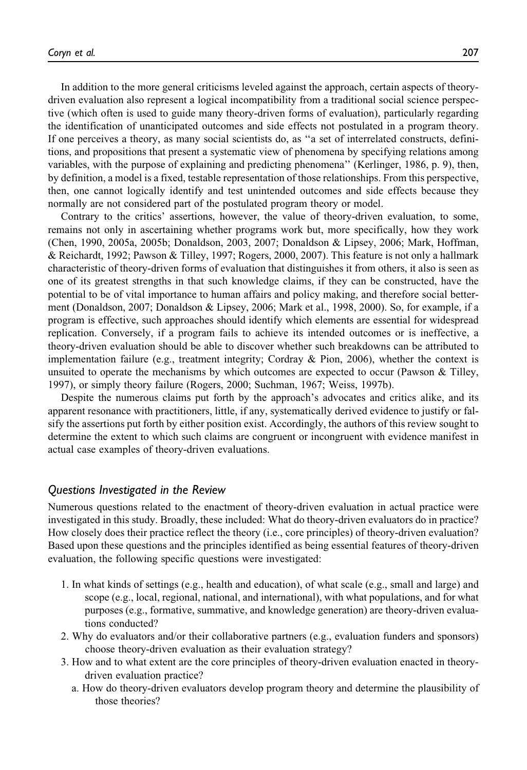In addition to the more general criticisms leveled against the approach, certain aspects of theory-driven evaluation also represent a logical incompatibility from a traditional social science perspective (which often is used to guide many theory-driven forms of evaluation), particularly regarding the identification of unanticipated outcomes and side effects not postulated in a program theory. If one perceives a theory, as many social scientists do, as "a set of interrelated constructs, definitions, and propositions that present a systematic view of phenomena by specifying relations among variables, with the purpose of explaining and predicting phenomena" (Kerlinger, 1986, p. 9), then, by definition, a model is a fixed, testable representation of those relationships. From this perspective, then, one cannot logically identify and test unintended outcomes and side effects because they normally are not considered part of the postulated program theory or model.

Contrary to the critics' assertions, however, the value of theory-driven evaluation, to some, remains not only in ascertaining whether programs work but, more specifically, how they work (Chen, 1990, 2005a, 2005b; Donaldson, 2003, 2007; Donaldson & Lipsey, 2006; Mark, Hoffman, & Reichardt, 1992; Pawson & Tilley, 1997; Rogers, 2000, 2007). This feature is not only a hallmark characteristic of theory-driven forms of evaluation that distinguishes it from others, it also is seen as one of its greatest strengths in that such knowledge claims, if they can be constructed, have the potential to be of vital importance to human affairs and policy making, and therefore social betterment (Donaldson, 2007; Donaldson & Lipsey, 2006; Mark et al., 1998, 2000). So, for example, if a program is effective, such approaches should identify which elements are essential for widespread replication. Conversely, if a program fails to achieve its intended outcomes or is ineffective, a theory-driven evaluation should be able to discover whether such breakdowns can be attributed to implementation failure (e.g., treatment integrity; Cordray & Pion, 2006), whether the context is unsuited to operate the mechanisms by which outcomes are expected to occur (Pawson & Tilley, 1997), or simply theory failure (Rogers, 2000; Suchman, 1967; Weiss, 1997b).

Despite the numerous claims put forth by the approach's advocates and critics alike, and its apparent resonance with practitioners, little, if any, systematically derived evidence to justify or falsify the assertions put forth by either position exist. Accordingly, the authors of this review sought to determine the extent to which such claims are congruent or incongruent with evidence manifest in actual case examples of theory-driven evaluations.

### *Questions Investigated in the Review*

Numerous questions related to the enactment of theory-driven evaluation in actual practice were investigated in this study. Broadly, these included: What do theory-driven evaluators do in practice? How closely does their practice reflect the theory (i.e., core principles) of theory-driven evaluation? Based upon these questions and the principles identified as being essential features of theory-driven evaluation, the following specific questions were investigated:

1. In what kinds of settings (e.g., health and education), of what scale (e.g., small and large) and scope (e.g., local, regional, national, and international), with what populations, and for what purposes (e.g., formative, summative, and knowledge generation) are theory-driven evaluations conducted?
2. Why do evaluators and/or their collaborative partners (e.g., evaluation funders and sponsors) choose theory-driven evaluation as their evaluation strategy?
3. How and to what extent are the core principles of theory-driven evaluation enacted in theory-driven evaluation practice?
   a. How do theory-driven evaluators develop program theory and determine the plausibility of those theories?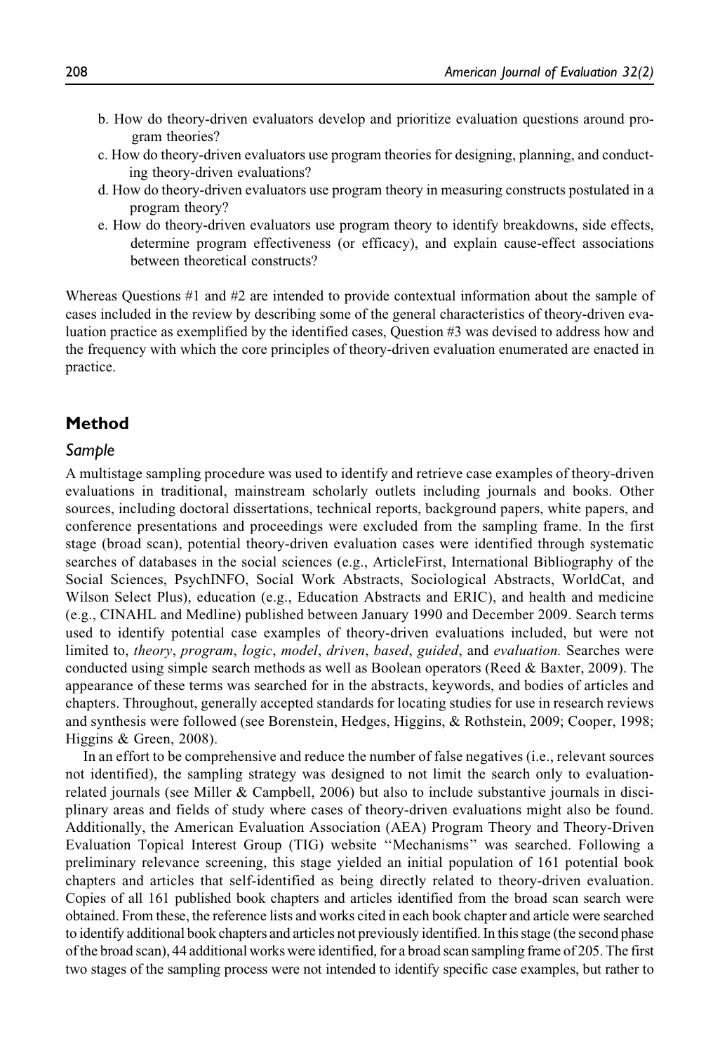b. How do theory-driven evaluators develop and prioritize evaluation questions around program theories?

c. How do theory-driven evaluators use program theories for designing, planning, and conducting theory-driven evaluations?

d. How do theory-driven evaluators use program theory in measuring constructs postulated in a program theory?

e. How do theory-driven evaluators use program theory to identify breakdowns, side effects, determine program effectiveness (or efficacy), and explain cause-effect associations between theoretical constructs?

Whereas Questions #1 and #2 are intended to provide contextual information about the sample of cases included in the review by describing some of the general characteristics of theory-driven evaluation practice as exemplified by the identified cases, Question #3 was devised to address how and the frequency with which the core principles of theory-driven evaluation enumerated are enacted in practice.

## Method

### Sample

A multistage sampling procedure was used to identify and retrieve case examples of theory-driven evaluations in traditional, mainstream scholarly outlets including journals and books. Other sources, including doctoral dissertations, technical reports, background papers, white papers, and conference presentations and proceedings were excluded from the sampling frame. In the first stage (broad scan), potential theory-driven evaluation cases were identified through systematic searches of databases in the social sciences (e.g., ArticleFirst, International Bibliography of the Social Sciences, PsychINFO, Social Work Abstracts, Sociological Abstracts, WorldCat, and Wilson Select Plus), education (e.g., Education Abstracts and ERIC), and health and medicine (e.g., CINAHL and Medline) published between January 1990 and December 2009. Search terms used to identify potential case examples of theory-driven evaluations included, but were not limited to, *theory*, *program*, *logic*, *model*, *driven*, *based*, *guided*, and *evaluation.* Searches were conducted using simple search methods as well as Boolean operators (Reed & Baxter, 2009). The appearance of these terms was searched for in the abstracts, keywords, and bodies of articles and chapters. Throughout, generally accepted standards for locating studies for use in research reviews and synthesis were followed (see Borenstein, Hedges, Higgins, & Rothstein, 2009; Cooper, 1998; Higgins & Green, 2008).

In an effort to be comprehensive and reduce the number of false negatives (i.e., relevant sources not identified), the sampling strategy was designed to not limit the search only to evaluation-related journals (see Miller & Campbell, 2006) but also to include substantive journals in disciplinary areas and fields of study where cases of theory-driven evaluations might also be found. Additionally, the American Evaluation Association (AEA) Program Theory and Theory-Driven Evaluation Topical Interest Group (TIG) website "Mechanisms" was searched. Following a preliminary relevance screening, this stage yielded an initial population of 161 potential book chapters and articles that self-identified as being directly related to theory-driven evaluation. Copies of all 161 published book chapters and articles identified from the broad scan search were obtained. From these, the reference lists and works cited in each book chapter and article were searched to identify additional book chapters and articles not previously identified. In this stage (the second phase of the broad scan), 44 additional works were identified, for a broad scan sampling frame of 205. The first two stages of the sampling process were not intended to identify specific case examples, but rather to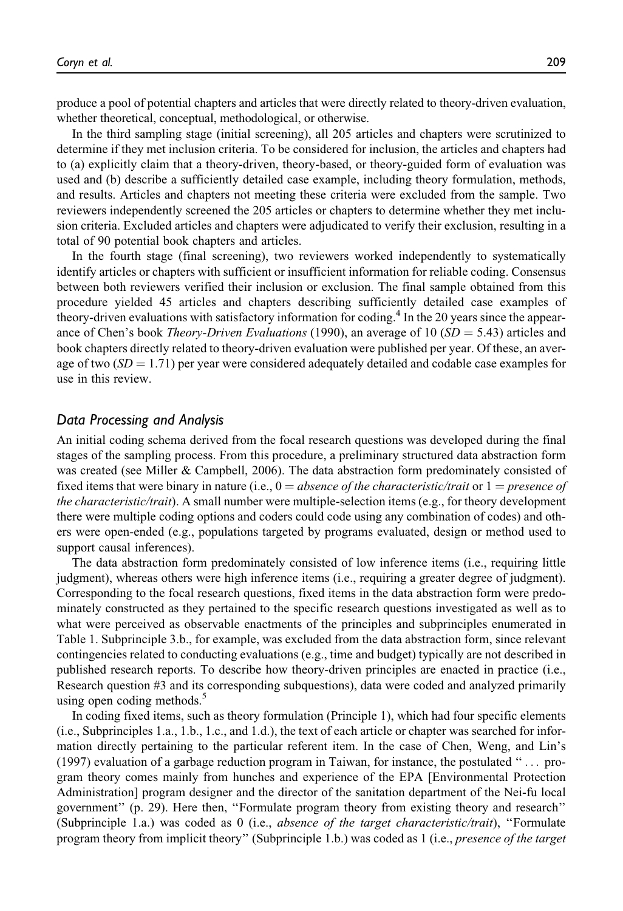produce a pool of potential chapters and articles that were directly related to theory-driven evaluation, whether theoretical, conceptual, methodological, or otherwise.

In the third sampling stage (initial screening), all 205 articles and chapters were scrutinized to determine if they met inclusion criteria. To be considered for inclusion, the articles and chapters had to (a) explicitly claim that a theory-driven, theory-based, or theory-guided form of evaluation was used and (b) describe a sufficiently detailed case example, including theory formulation, methods, and results. Articles and chapters not meeting these criteria were excluded from the sample. Two reviewers independently screened the 205 articles or chapters to determine whether they met inclusion criteria. Excluded articles and chapters were adjudicated to verify their exclusion, resulting in a total of 90 potential book chapters and articles.

In the fourth stage (final screening), two reviewers worked independently to systematically identify articles or chapters with sufficient or insufficient information for reliable coding. Consensus between both reviewers verified their inclusion or exclusion. The final sample obtained from this procedure yielded 45 articles and chapters describing sufficiently detailed case examples of theory-driven evaluations with satisfactory information for coding.[4] In the 20 years since the appearance of Chen's book *Theory-Driven Evaluations* (1990), an average of 10 ($SD = 5.43$) articles and book chapters directly related to theory-driven evaluation were published per year. Of these, an average of two ($SD = 1.71$) per year were considered adequately detailed and codable case examples for use in this review.

## Data Processing and Analysis

An initial coding schema derived from the focal research questions was developed during the final stages of the sampling process. From this procedure, a preliminary structured data abstraction form was created (see Miller & Campbell, 2006). The data abstraction form predominately consisted of fixed items that were binary in nature (i.e., 0 = *absence of the characteristic/trait* or 1 = *presence of the characteristic/trait*). A small number were multiple-selection items (e.g., for theory development there were multiple coding options and coders could code using any combination of codes) and others were open-ended (e.g., populations targeted by programs evaluated, design or method used to support causal inferences).

The data abstraction form predominately consisted of low inference items (i.e., requiring little judgment), whereas others were high inference items (i.e., requiring a greater degree of judgment). Corresponding to the focal research questions, fixed items in the data abstraction form were predominately constructed as they pertained to the specific research questions investigated as well as to what were perceived as observable enactments of the principles and subprinciples enumerated in Table 1. Subprinciple 3.b., for example, was excluded from the data abstraction form, since relevant contingencies related to conducting evaluations (e.g., time and budget) typically are not described in published research reports. To describe how theory-driven principles are enacted in practice (i.e., Research question #3 and its corresponding subquestions), data were coded and analyzed primarily using open coding methods.[5]

In coding fixed items, such as theory formulation (Principle 1), which had four specific elements (i.e., Subprinciples 1.a., 1.b., 1.c., and 1.d.), the text of each article or chapter was searched for information directly pertaining to the particular referent item. In the case of Chen, Weng, and Lin's (1997) evaluation of a garbage reduction program in Taiwan, for instance, the postulated "... program theory comes mainly from hunches and experience of the EPA [Environmental Protection Administration] program designer and the director of the sanitation department of the Nei-fu local government" (p. 29). Here then, "Formulate program theory from existing theory and research" (Subprinciple 1.a.) was coded as 0 (i.e., *absence of the target characteristic/trait*), "Formulate program theory from implicit theory" (Subprinciple 1.b.) was coded as 1 (i.e., *presence of the target*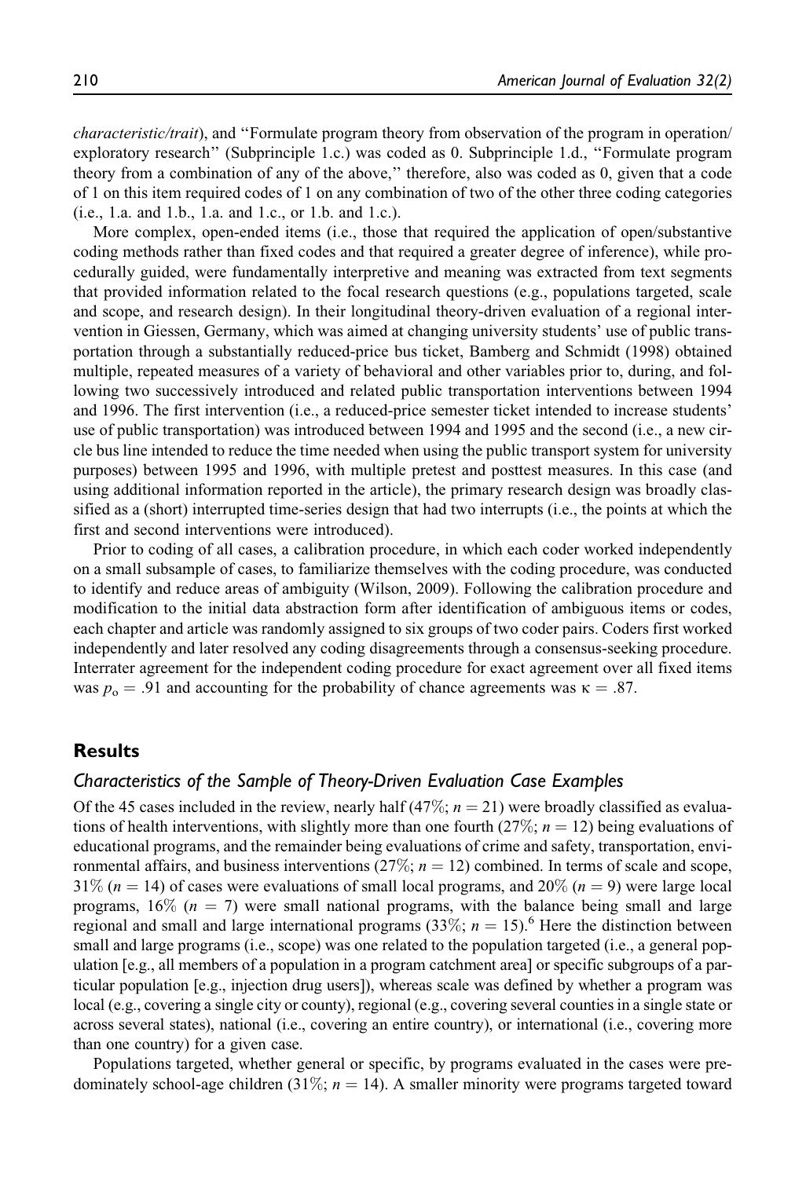*characteristic/trait*), and "Formulate program theory from observation of the program in operation/exploratory research" (Subprinciple 1.c.) was coded as 0. Subprinciple 1.d., "Formulate program theory from a combination of any of the above," therefore, also was coded as 0, given that a code of 1 on this item required codes of 1 on any combination of two of the other three coding categories (i.e., 1.a. and 1.b., 1.a. and 1.c., or 1.b. and 1.c.).

More complex, open-ended items (i.e., those that required the application of open/substantive coding methods rather than fixed codes and that required a greater degree of inference), while procedurally guided, were fundamentally interpretive and meaning was extracted from text segments that provided information related to the focal research questions (e.g., populations targeted, scale and scope, and research design). In their longitudinal theory-driven evaluation of a regional intervention in Giessen, Germany, which was aimed at changing university students' use of public transportation through a substantially reduced-price bus ticket, Bamberg and Schmidt (1998) obtained multiple, repeated measures of a variety of behavioral and other variables prior to, during, and following two successively introduced and related public transportation interventions between 1994 and 1996. The first intervention (i.e., a reduced-price semester ticket intended to increase students' use of public transportation) was introduced between 1994 and 1995 and the second (i.e., a new circle bus line intended to reduce the time needed when using the public transport system for university purposes) between 1995 and 1996, with multiple pretest and posttest measures. In this case (and using additional information reported in the article), the primary research design was broadly classified as a (short) interrupted time-series design that had two interrupts (i.e., the points at which the first and second interventions were introduced).

Prior to coding of all cases, a calibration procedure, in which each coder worked independently on a small subsample of cases, to familiarize themselves with the coding procedure, was conducted to identify and reduce areas of ambiguity (Wilson, 2009). Following the calibration procedure and modification to the initial data abstraction form after identification of ambiguous items or codes, each chapter and article was randomly assigned to six groups of two coder pairs. Coders first worked independently and later resolved any coding disagreements through a consensus-seeking procedure. Interrater agreement for the independent coding procedure for exact agreement over all fixed items was $p_o = .91$ and accounting for the probability of chance agreements was $\kappa = .87$.

## Results

### Characteristics of the Sample of Theory-Driven Evaluation Case Examples

Of the 45 cases included in the review, nearly half (47%; $n = 21$) were broadly classified as evaluations of health interventions, with slightly more than one fourth (27%; $n = 12$) being evaluations of educational programs, and the remainder being evaluations of crime and safety, transportation, environmental affairs, and business interventions (27%; $n = 12$) combined. In terms of scale and scope, 31% ($n = 14$) of cases were evaluations of small local programs, and 20% ($n = 9$) were large local programs, 16% ($n = 7$) were small national programs, with the balance being small and large regional and small and large international programs (33%; $n = 15$).[6] Here the distinction between small and large programs (i.e., scope) was one related to the population targeted (i.e., a general population [e.g., all members of a population in a program catchment area] or specific subgroups of a particular population [e.g., injection drug users]), whereas scale was defined by whether a program was local (e.g., covering a single city or county), regional (e.g., covering several counties in a single state or across several states), national (i.e., covering an entire country), or international (i.e., covering more than one country) for a given case.

Populations targeted, whether general or specific, by programs evaluated in the cases were predominately school-age children (31%; $n = 14$). A smaller minority were programs targeted toward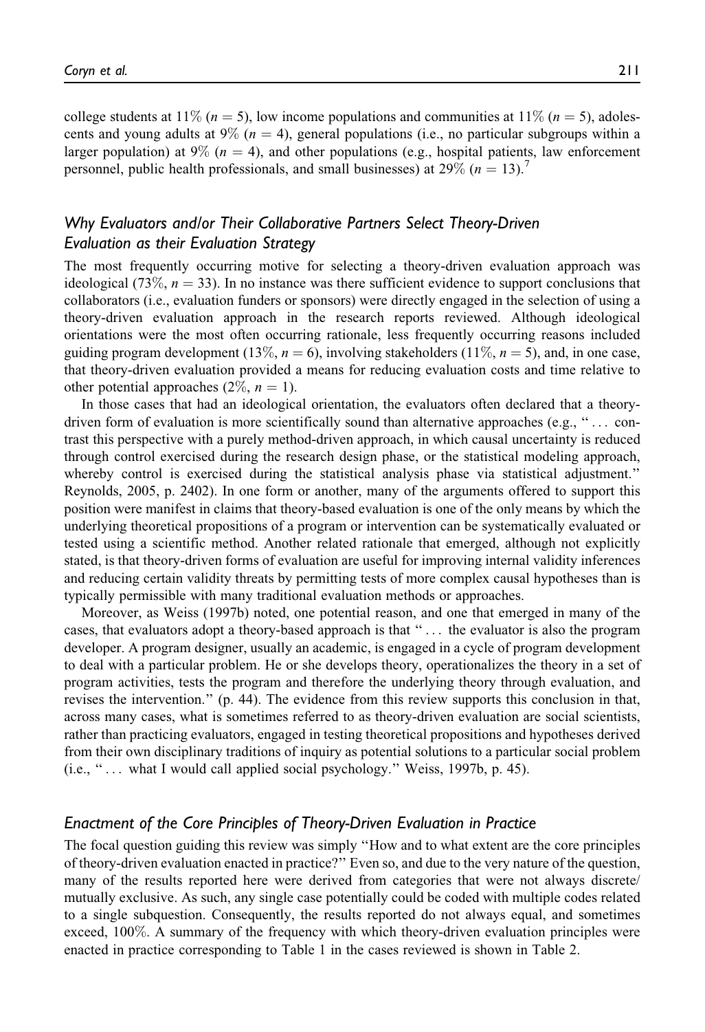college students at 11% ($n = 5$), low income populations and communities at 11% ($n = 5$), adolescents and young adults at 9% ($n = 4$), general populations (i.e., no particular subgroups within a larger population) at 9% ($n = 4$), and other populations (e.g., hospital patients, law enforcement personnel, public health professionals, and small businesses) at 29% ($n = 13$).[7]

### *Why Evaluators and/or Their Collaborative Partners Select Theory-Driven Evaluation as their Evaluation Strategy*

The most frequently occurring motive for selecting a theory-driven evaluation approach was ideological (73%, $n = 33$). In no instance was there sufficient evidence to support conclusions that collaborators (i.e., evaluation funders or sponsors) were directly engaged in the selection of using a theory-driven evaluation approach in the research reports reviewed. Although ideological orientations were the most often occurring rationale, less frequently occurring reasons included guiding program development (13%, $n = 6$), involving stakeholders (11%, $n = 5$), and, in one case, that theory-driven evaluation provided a means for reducing evaluation costs and time relative to other potential approaches (2%, $n = 1$).

In those cases that had an ideological orientation, the evaluators often declared that a theory-driven form of evaluation is more scientifically sound than alternative approaches (e.g., " . . . contrast this perspective with a purely method-driven approach, in which causal uncertainty is reduced through control exercised during the research design phase, or the statistical modeling approach, whereby control is exercised during the statistical analysis phase via statistical adjustment." Reynolds, 2005, p. 2402). In one form or another, many of the arguments offered to support this position were manifest in claims that theory-based evaluation is one of the only means by which the underlying theoretical propositions of a program or intervention can be systematically evaluated or tested using a scientific method. Another related rationale that emerged, although not explicitly stated, is that theory-driven forms of evaluation are useful for improving internal validity inferences and reducing certain validity threats by permitting tests of more complex causal hypotheses than is typically permissible with many traditional evaluation methods or approaches.

Moreover, as Weiss (1997b) noted, one potential reason, and one that emerged in many of the cases, that evaluators adopt a theory-based approach is that " . . . the evaluator is also the program developer. A program designer, usually an academic, is engaged in a cycle of program development to deal with a particular problem. He or she develops theory, operationalizes the theory in a set of program activities, tests the program and therefore the underlying theory through evaluation, and revises the intervention." (p. 44). The evidence from this review supports this conclusion in that, across many cases, what is sometimes referred to as theory-driven evaluation are social scientists, rather than practicing evaluators, engaged in testing theoretical propositions and hypotheses derived from their own disciplinary traditions of inquiry as potential solutions to a particular social problem (i.e., " . . . what I would call applied social psychology." Weiss, 1997b, p. 45).

### *Enactment of the Core Principles of Theory-Driven Evaluation in Practice*

The focal question guiding this review was simply "How and to what extent are the core principles of theory-driven evaluation enacted in practice?" Even so, and due to the very nature of the question, many of the results reported here were derived from categories that were not always discrete/mutually exclusive. As such, any single case potentially could be coded with multiple codes related to a single subquestion. Consequently, the results reported do not always equal, and sometimes exceed, 100%. A summary of the frequency with which theory-driven evaluation principles were enacted in practice corresponding to Table 1 in the cases reviewed is shown in Table 2.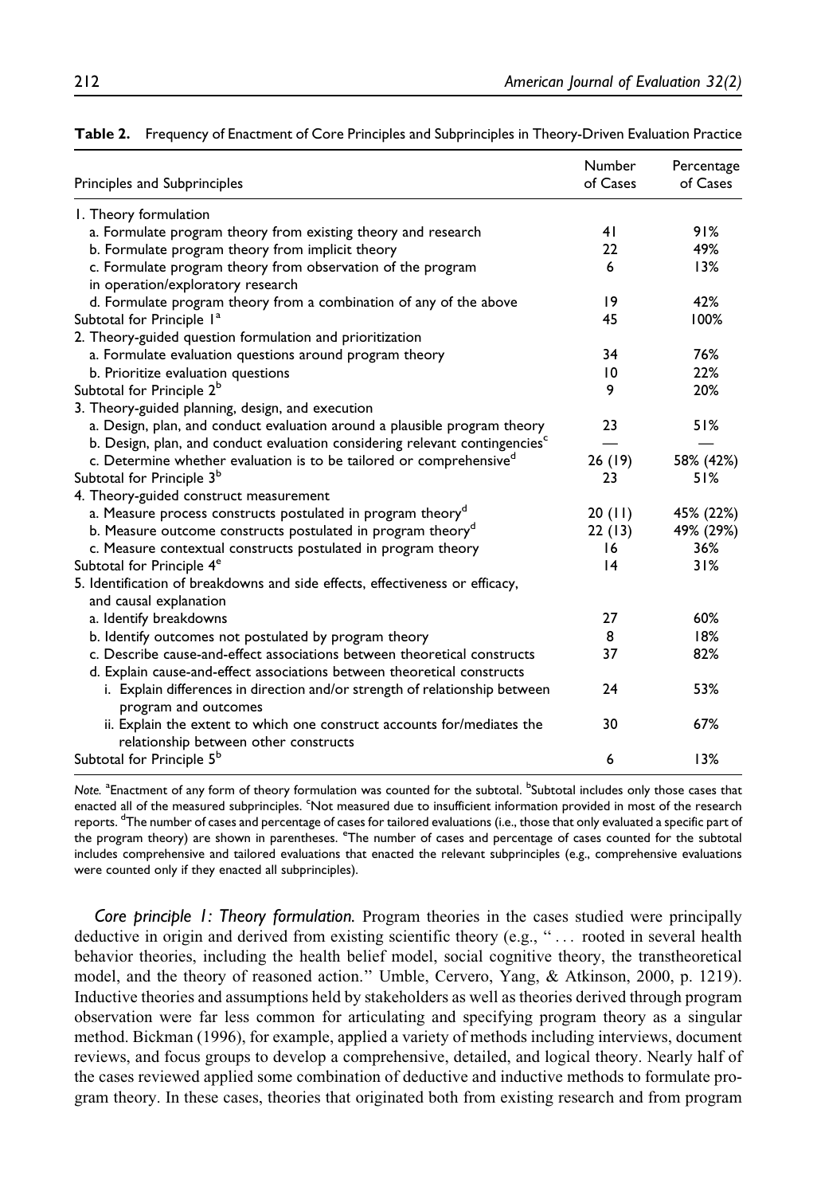**Table 2.** Frequency of Enactment of Core Principles and Subprinciples in Theory-Driven Evaluation Practice

| Principles and Subprinciples | Number of Cases | Percentage of Cases |
|---|---|---|
| 1. Theory formulation | | |
| a. Formulate program theory from existing theory and research | 41 | 91% |
| b. Formulate program theory from implicit theory | 22 | 49% |
| c. Formulate program theory from observation of the program in operation/exploratory research | 6 | 13% |
| d. Formulate program theory from a combination of any of the above | 19 | 42% |
| Subtotal for Principle 1[a] | 45 | 100% |
| 2. Theory-guided question formulation and prioritization | | |
| a. Formulate evaluation questions around program theory | 34 | 76% |
| b. Prioritize evaluation questions | 10 | 22% |
| Subtotal for Principle 2[b] | 9 | 20% |
| 3. Theory-guided planning, design, and execution | | |
| a. Design, plan, and conduct evaluation around a plausible program theory | 23 | 51% |
| b. Design, plan, and conduct evaluation considering relevant contingencies[c] | — | — |
| c. Determine whether evaluation is to be tailored or comprehensive[d] | 26 (19) | 58% (42%) |
| Subtotal for Principle 3[b] | 23 | 51% |
| 4. Theory-guided construct measurement | | |
| a. Measure process constructs postulated in program theory[d] | 20 (11) | 45% (22%) |
| b. Measure outcome constructs postulated in program theory[d] | 22 (13) | 49% (29%) |
| c. Measure contextual constructs postulated in program theory | 16 | 36% |
| Subtotal for Principle 4[e] | 14 | 31% |
| 5. Identification of breakdowns and side effects, effectiveness or efficacy, and causal explanation | | |
| a. Identify breakdowns | 27 | 60% |
| b. Identify outcomes not postulated by program theory | 8 | 18% |
| c. Describe cause-and-effect associations between theoretical constructs | 37 | 82% |
| d. Explain cause-and-effect associations between theoretical constructs | | |
| i. Explain differences in direction and/or strength of relationship between program and outcomes | 24 | 53% |
| ii. Explain the extent to which one construct accounts for/mediates the relationship between other constructs | 30 | 67% |
| Subtotal for Principle 5[b] | 6 | 13% |

*Note.* [a]Enactment of any form of theory formulation was counted for the subtotal. [b]Subtotal includes only those cases that enacted all of the measured subprinciples. [c]Not measured due to insufficient information provided in most of the research reports. [d]The number of cases and percentage of cases for tailored evaluations (i.e., those that only evaluated a specific part of the program theory) are shown in parentheses. [e]The number of cases and percentage of cases counted for the subtotal includes comprehensive and tailored evaluations that enacted the relevant subprinciples (e.g., comprehensive evaluations were counted only if they enacted all subprinciples).

*Core principle 1: Theory formulation.* Program theories in the cases studied were principally deductive in origin and derived from existing scientific theory (e.g., "... rooted in several health behavior theories, including the health belief model, social cognitive theory, the transtheoretical model, and the theory of reasoned action." Umble, Cervero, Yang, & Atkinson, 2000, p. 1219). Inductive theories and assumptions held by stakeholders as well as theories derived through program observation were far less common for articulating and specifying program theory as a singular method. Bickman (1996), for example, applied a variety of methods including interviews, document reviews, and focus groups to develop a comprehensive, detailed, and logical theory. Nearly half of the cases reviewed applied some combination of deductive and inductive methods to formulate program theory. In these cases, theories that originated both from existing research and from program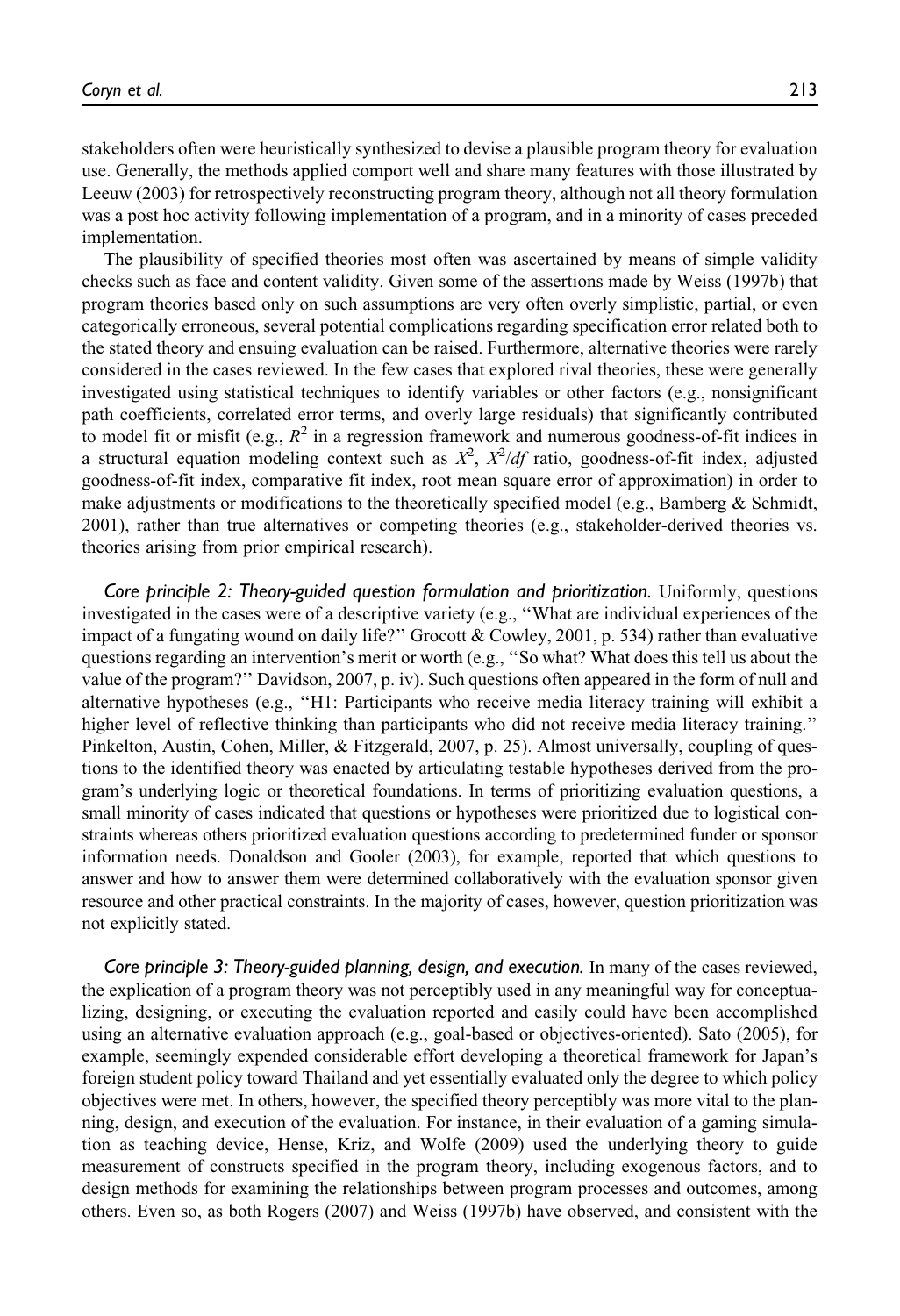stakeholders often were heuristically synthesized to devise a plausible program theory for evaluation use. Generally, the methods applied comport well and share many features with those illustrated by Leeuw (2003) for retrospectively reconstructing program theory, although not all theory formulation was a post hoc activity following implementation of a program, and in a minority of cases preceded implementation.

The plausibility of specified theories most often was ascertained by means of simple validity checks such as face and content validity. Given some of the assertions made by Weiss (1997b) that program theories based only on such assumptions are very often overly simplistic, partial, or even categorically erroneous, several potential complications regarding specification error related both to the stated theory and ensuing evaluation can be raised. Furthermore, alternative theories were rarely considered in the cases reviewed. In the few cases that explored rival theories, these were generally investigated using statistical techniques to identify variables or other factors (e.g., nonsignificant path coefficients, correlated error terms, and overly large residuals) that significantly contributed to model fit or misfit (e.g., $R^2$ in a regression framework and numerous goodness-of-fit indices in a structural equation modeling context such as $X^2$, $X^2/df$ ratio, goodness-of-fit index, adjusted goodness-of-fit index, comparative fit index, root mean square error of approximation) in order to make adjustments or modifications to the theoretically specified model (e.g., Bamberg & Schmidt, 2001), rather than true alternatives or competing theories (e.g., stakeholder-derived theories vs. theories arising from prior empirical research).

*Core principle 2: Theory-guided question formulation and prioritization.* Uniformly, questions investigated in the cases were of a descriptive variety (e.g., "What are individual experiences of the impact of a fungating wound on daily life?" Grocott & Cowley, 2001, p. 534) rather than evaluative questions regarding an intervention's merit or worth (e.g., "So what? What does this tell us about the value of the program?" Davidson, 2007, p. iv). Such questions often appeared in the form of null and alternative hypotheses (e.g., "H1: Participants who receive media literacy training will exhibit a higher level of reflective thinking than participants who did not receive media literacy training." Pinkelton, Austin, Cohen, Miller, & Fitzgerald, 2007, p. 25). Almost universally, coupling of questions to the identified theory was enacted by articulating testable hypotheses derived from the program's underlying logic or theoretical foundations. In terms of prioritizing evaluation questions, a small minority of cases indicated that questions or hypotheses were prioritized due to logistical constraints whereas others prioritized evaluation questions according to predetermined funder or sponsor information needs. Donaldson and Gooler (2003), for example, reported that which questions to answer and how to answer them were determined collaboratively with the evaluation sponsor given resource and other practical constraints. In the majority of cases, however, question prioritization was not explicitly stated.

*Core principle 3: Theory-guided planning, design, and execution.* In many of the cases reviewed, the explication of a program theory was not perceptibly used in any meaningful way for conceptualizing, designing, or executing the evaluation reported and easily could have been accomplished using an alternative evaluation approach (e.g., goal-based or objectives-oriented). Sato (2005), for example, seemingly expended considerable effort developing a theoretical framework for Japan's foreign student policy toward Thailand and yet essentially evaluated only the degree to which policy objectives were met. In others, however, the specified theory perceptibly was more vital to the planning, design, and execution of the evaluation. For instance, in their evaluation of a gaming simulation as teaching device, Hense, Kriz, and Wolfe (2009) used the underlying theory to guide measurement of constructs specified in the program theory, including exogenous factors, and to design methods for examining the relationships between program processes and outcomes, among others. Even so, as both Rogers (2007) and Weiss (1997b) have observed, and consistent with the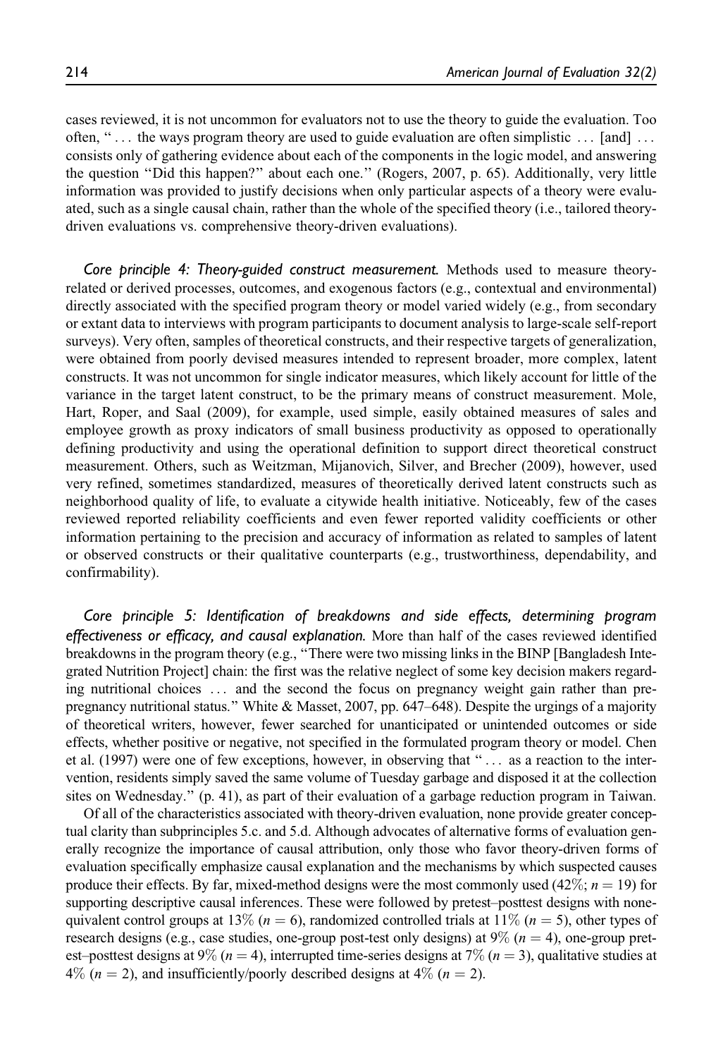cases reviewed, it is not uncommon for evaluators not to use the theory to guide the evaluation. Too often, ". . . the ways program theory are used to guide evaluation are often simplistic . . . [and] . . . consists only of gathering evidence about each of the components in the logic model, and answering the question "Did this happen?" about each one." (Rogers, 2007, p. 65). Additionally, very little information was provided to justify decisions when only particular aspects of a theory were evaluated, such as a single causal chain, rather than the whole of the specified theory (i.e., tailored theory-driven evaluations vs. comprehensive theory-driven evaluations).

*Core principle 4: Theory-guided construct measurement.* Methods used to measure theory-related or derived processes, outcomes, and exogenous factors (e.g., contextual and environmental) directly associated with the specified program theory or model varied widely (e.g., from secondary or extant data to interviews with program participants to document analysis to large-scale self-report surveys). Very often, samples of theoretical constructs, and their respective targets of generalization, were obtained from poorly devised measures intended to represent broader, more complex, latent constructs. It was not uncommon for single indicator measures, which likely account for little of the variance in the target latent construct, to be the primary means of construct measurement. Mole, Hart, Roper, and Saal (2009), for example, used simple, easily obtained measures of sales and employee growth as proxy indicators of small business productivity as opposed to operationally defining productivity and using the operational definition to support direct theoretical construct measurement. Others, such as Weitzman, Mijanovich, Silver, and Brecher (2009), however, used very refined, sometimes standardized, measures of theoretically derived latent constructs such as neighborhood quality of life, to evaluate a citywide health initiative. Noticeably, few of the cases reviewed reported reliability coefficients and even fewer reported validity coefficients or other information pertaining to the precision and accuracy of information as related to samples of latent or observed constructs or their qualitative counterparts (e.g., trustworthiness, dependability, and confirmability).

*Core principle 5: Identification of breakdowns and side effects, determining program effectiveness or efficacy, and causal explanation.* More than half of the cases reviewed identified breakdowns in the program theory (e.g., "There were two missing links in the BINP [Bangladesh Integrated Nutrition Project] chain: the first was the relative neglect of some key decision makers regarding nutritional choices . . . and the second the focus on pregnancy weight gain rather than pre-pregnancy nutritional status." White & Masset, 2007, pp. 647–648). Despite the urgings of a majority of theoretical writers, however, fewer searched for unanticipated or unintended outcomes or side effects, whether positive or negative, not specified in the formulated program theory or model. Chen et al. (1997) were one of few exceptions, however, in observing that ". . . as a reaction to the intervention, residents simply saved the same volume of Tuesday garbage and disposed it at the collection sites on Wednesday." (p. 41), as part of their evaluation of a garbage reduction program in Taiwan.

Of all of the characteristics associated with theory-driven evaluation, none provide greater conceptual clarity than subprinciples 5.c. and 5.d. Although advocates of alternative forms of evaluation generally recognize the importance of causal attribution, only those who favor theory-driven forms of evaluation specifically emphasize causal explanation and the mechanisms by which suspected causes produce their effects. By far, mixed-method designs were the most commonly used (42%; $n = 19$) for supporting descriptive causal inferences. These were followed by pretest–posttest designs with nonequivalent control groups at 13% ($n = 6$), randomized controlled trials at 11% ($n = 5$), other types of research designs (e.g., case studies, one-group post-test only designs) at 9% ($n = 4$), one-group pretest–posttest designs at 9% ($n = 4$), interrupted time-series designs at 7% ($n = 3$), qualitative studies at 4% ($n = 2$), and insufficiently/poorly described designs at 4% ($n = 2$).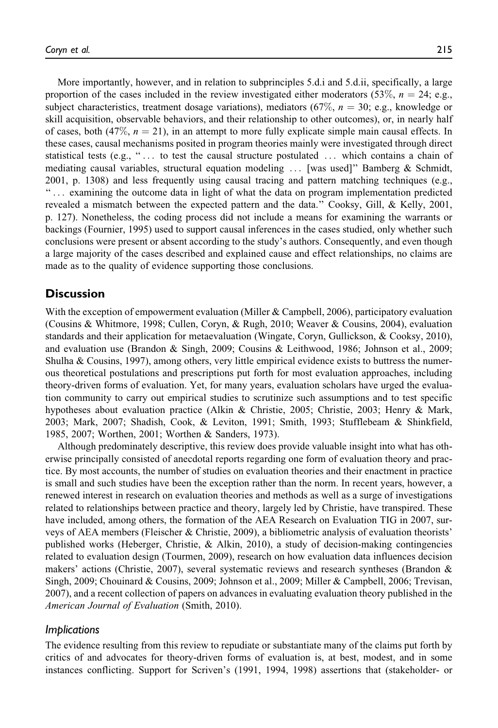More importantly, however, and in relation to subprinciples 5.d.i and 5.d.ii, specifically, a large proportion of the cases included in the review investigated either moderators (53%, $n = 24$; e.g., subject characteristics, treatment dosage variations), mediators (67%, $n = 30$; e.g., knowledge or skill acquisition, observable behaviors, and their relationship to other outcomes), or, in nearly half of cases, both (47%, $n = 21$), in an attempt to more fully explicate simple main causal effects. In these cases, causal mechanisms posited in program theories mainly were investigated through direct statistical tests (e.g., " . . . to test the causal structure postulated . . . which contains a chain of mediating causal variables, structural equation modeling . . . [was used]" Bamberg & Schmidt, 2001, p. 1308) and less frequently using causal tracing and pattern matching techniques (e.g., " . . . examining the outcome data in light of what the data on program implementation predicted revealed a mismatch between the expected pattern and the data." Cooksy, Gill, & Kelly, 2001, p. 127). Nonetheless, the coding process did not include a means for examining the warrants or backings (Fournier, 1995) used to support causal inferences in the cases studied, only whether such conclusions were present or absent according to the study's authors. Consequently, and even though a large majority of the cases described and explained cause and effect relationships, no claims are made as to the quality of evidence supporting those conclusions.

## Discussion

With the exception of empowerment evaluation (Miller & Campbell, 2006), participatory evaluation (Cousins & Whitmore, 1998; Cullen, Coryn, & Rugh, 2010; Weaver & Cousins, 2004), evaluation standards and their application for metaevaluation (Wingate, Coryn, Gullickson, & Cooksy, 2010), and evaluation use (Brandon & Singh, 2009; Cousins & Leithwood, 1986; Johnson et al., 2009; Shulha & Cousins, 1997), among others, very little empirical evidence exists to buttress the numerous theoretical postulations and prescriptions put forth for most evaluation approaches, including theory-driven forms of evaluation. Yet, for many years, evaluation scholars have urged the evaluation community to carry out empirical studies to scrutinize such assumptions and to test specific hypotheses about evaluation practice (Alkin & Christie, 2005; Christie, 2003; Henry & Mark, 2003; Mark, 2007; Shadish, Cook, & Leviton, 1991; Smith, 1993; Stufflebeam & Shinkfield, 1985, 2007; Worthen, 2001; Worthen & Sanders, 1973).

Although predominately descriptive, this review does provide valuable insight into what has otherwise principally consisted of anecdotal reports regarding one form of evaluation theory and practice. By most accounts, the number of studies on evaluation theories and their enactment in practice is small and such studies have been the exception rather than the norm. In recent years, however, a renewed interest in research on evaluation theories and methods as well as a surge of investigations related to relationships between practice and theory, largely led by Christie, have transpired. These have included, among others, the formation of the AEA Research on Evaluation TIG in 2007, surveys of AEA members (Fleischer & Christie, 2009), a bibliometric analysis of evaluation theorists' published works (Heberger, Christie, & Alkin, 2010), a study of decision-making contingencies related to evaluation design (Tourmen, 2009), research on how evaluation data influences decision makers' actions (Christie, 2007), several systematic reviews and research syntheses (Brandon & Singh, 2009; Chouinard & Cousins, 2009; Johnson et al., 2009; Miller & Campbell, 2006; Trevisan, 2007), and a recent collection of papers on advances in evaluating evaluation theory published in the *American Journal of Evaluation* (Smith, 2010).

### Implications

The evidence resulting from this review to repudiate or substantiate many of the claims put forth by critics of and advocates for theory-driven forms of evaluation is, at best, modest, and in some instances conflicting. Support for Scriven's (1991, 1994, 1998) assertions that (stakeholder- or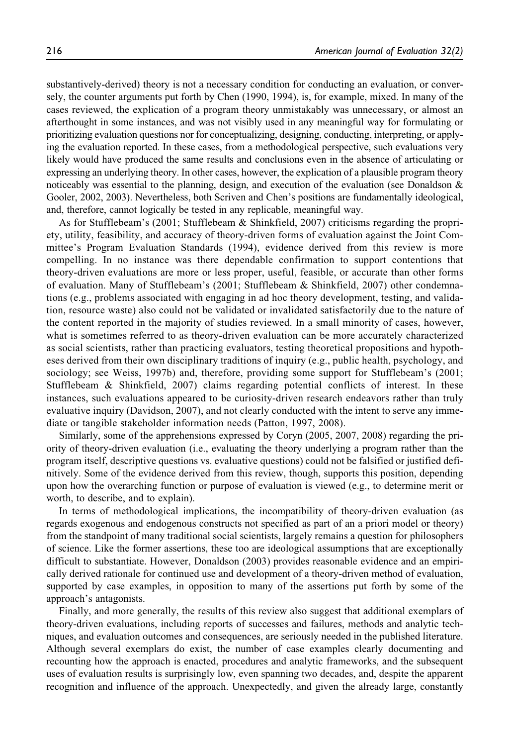substantively-derived) theory is not a necessary condition for conducting an evaluation, or conversely, the counter arguments put forth by Chen (1990, 1994), is, for example, mixed. In many of the cases reviewed, the explication of a program theory unmistakably was unnecessary, or almost an afterthought in some instances, and was not visibly used in any meaningful way for formulating or prioritizing evaluation questions nor for conceptualizing, designing, conducting, interpreting, or applying the evaluation reported. In these cases, from a methodological perspective, such evaluations very likely would have produced the same results and conclusions even in the absence of articulating or expressing an underlying theory. In other cases, however, the explication of a plausible program theory noticeably was essential to the planning, design, and execution of the evaluation (see Donaldson & Gooler, 2002, 2003). Nevertheless, both Scriven and Chen's positions are fundamentally ideological, and, therefore, cannot logically be tested in any replicable, meaningful way.

As for Stufflebeam's (2001; Stufflebeam & Shinkfield, 2007) criticisms regarding the propriety, utility, feasibility, and accuracy of theory-driven forms of evaluation against the Joint Committee's Program Evaluation Standards (1994), evidence derived from this review is more compelling. In no instance was there dependable confirmation to support contentions that theory-driven evaluations are more or less proper, useful, feasible, or accurate than other forms of evaluation. Many of Stufflebeam's (2001; Stufflebeam & Shinkfield, 2007) other condemnations (e.g., problems associated with engaging in ad hoc theory development, testing, and validation, resource waste) also could not be validated or invalidated satisfactorily due to the nature of the content reported in the majority of studies reviewed. In a small minority of cases, however, what is sometimes referred to as theory-driven evaluation can be more accurately characterized as social scientists, rather than practicing evaluators, testing theoretical propositions and hypotheses derived from their own disciplinary traditions of inquiry (e.g., public health, psychology, and sociology; see Weiss, 1997b) and, therefore, providing some support for Stufflebeam's (2001; Stufflebeam & Shinkfield, 2007) claims regarding potential conflicts of interest. In these instances, such evaluations appeared to be curiosity-driven research endeavors rather than truly evaluative inquiry (Davidson, 2007), and not clearly conducted with the intent to serve any immediate or tangible stakeholder information needs (Patton, 1997, 2008).

Similarly, some of the apprehensions expressed by Coryn (2005, 2007, 2008) regarding the priority of theory-driven evaluation (i.e., evaluating the theory underlying a program rather than the program itself, descriptive questions vs. evaluative questions) could not be falsified or justified definitively. Some of the evidence derived from this review, though, supports this position, depending upon how the overarching function or purpose of evaluation is viewed (e.g., to determine merit or worth, to describe, and to explain).

In terms of methodological implications, the incompatibility of theory-driven evaluation (as regards exogenous and endogenous constructs not specified as part of an a priori model or theory) from the standpoint of many traditional social scientists, largely remains a question for philosophers of science. Like the former assertions, these too are ideological assumptions that are exceptionally difficult to substantiate. However, Donaldson (2003) provides reasonable evidence and an empirically derived rationale for continued use and development of a theory-driven method of evaluation, supported by case examples, in opposition to many of the assertions put forth by some of the approach's antagonists.

Finally, and more generally, the results of this review also suggest that additional exemplars of theory-driven evaluations, including reports of successes and failures, methods and analytic techniques, and evaluation outcomes and consequences, are seriously needed in the published literature. Although several exemplars do exist, the number of case examples clearly documenting and recounting how the approach is enacted, procedures and analytic frameworks, and the subsequent uses of evaluation results is surprisingly low, even spanning two decades, and, despite the apparent recognition and influence of the approach. Unexpectedly, and given the already large, constantly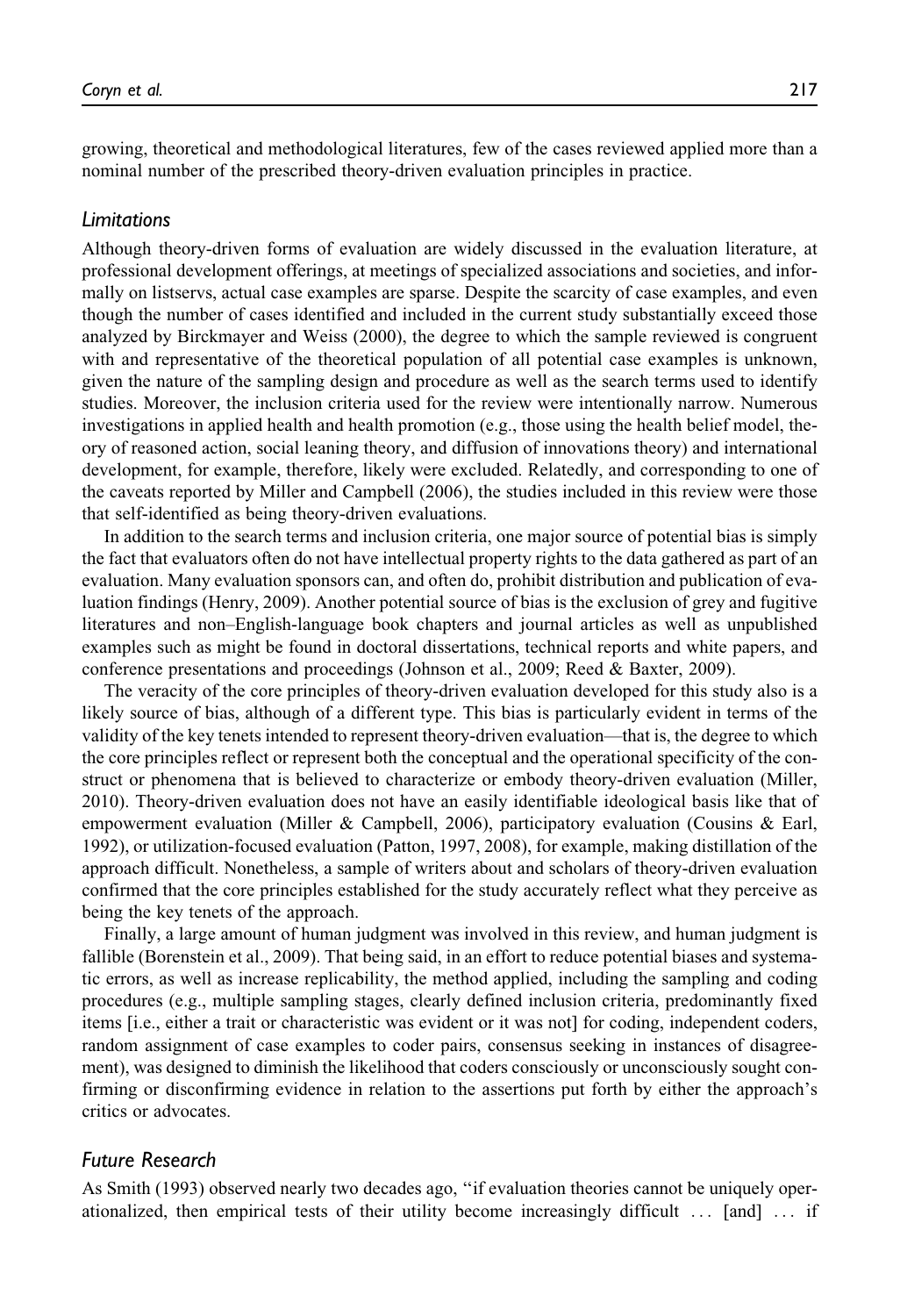growing, theoretical and methodological literatures, few of the cases reviewed applied more than a nominal number of the prescribed theory-driven evaluation principles in practice.

### *Limitations*

Although theory-driven forms of evaluation are widely discussed in the evaluation literature, at professional development offerings, at meetings of specialized associations and societies, and informally on listservs, actual case examples are sparse. Despite the scarcity of case examples, and even though the number of cases identified and included in the current study substantially exceed those analyzed by Birckmayer and Weiss (2000), the degree to which the sample reviewed is congruent with and representative of the theoretical population of all potential case examples is unknown, given the nature of the sampling design and procedure as well as the search terms used to identify studies. Moreover, the inclusion criteria used for the review were intentionally narrow. Numerous investigations in applied health and health promotion (e.g., those using the health belief model, theory of reasoned action, social leaning theory, and diffusion of innovations theory) and international development, for example, therefore, likely were excluded. Relatedly, and corresponding to one of the caveats reported by Miller and Campbell (2006), the studies included in this review were those that self-identified as being theory-driven evaluations.

In addition to the search terms and inclusion criteria, one major source of potential bias is simply the fact that evaluators often do not have intellectual property rights to the data gathered as part of an evaluation. Many evaluation sponsors can, and often do, prohibit distribution and publication of evaluation findings (Henry, 2009). Another potential source of bias is the exclusion of grey and fugitive literatures and non–English-language book chapters and journal articles as well as unpublished examples such as might be found in doctoral dissertations, technical reports and white papers, and conference presentations and proceedings (Johnson et al., 2009; Reed & Baxter, 2009).

The veracity of the core principles of theory-driven evaluation developed for this study also is a likely source of bias, although of a different type. This bias is particularly evident in terms of the validity of the key tenets intended to represent theory-driven evaluation—that is, the degree to which the core principles reflect or represent both the conceptual and the operational specificity of the construct or phenomena that is believed to characterize or embody theory-driven evaluation (Miller, 2010). Theory-driven evaluation does not have an easily identifiable ideological basis like that of empowerment evaluation (Miller & Campbell, 2006), participatory evaluation (Cousins & Earl, 1992), or utilization-focused evaluation (Patton, 1997, 2008), for example, making distillation of the approach difficult. Nonetheless, a sample of writers about and scholars of theory-driven evaluation confirmed that the core principles established for the study accurately reflect what they perceive as being the key tenets of the approach.

Finally, a large amount of human judgment was involved in this review, and human judgment is fallible (Borenstein et al., 2009). That being said, in an effort to reduce potential biases and systematic errors, as well as increase replicability, the method applied, including the sampling and coding procedures (e.g., multiple sampling stages, clearly defined inclusion criteria, predominantly fixed items [i.e., either a trait or characteristic was evident or it was not] for coding, independent coders, random assignment of case examples to coder pairs, consensus seeking in instances of disagreement), was designed to diminish the likelihood that coders consciously or unconsciously sought confirming or disconfirming evidence in relation to the assertions put forth by either the approach's critics or advocates.

### *Future Research*

As Smith (1993) observed nearly two decades ago, "if evaluation theories cannot be uniquely operationalized, then empirical tests of their utility become increasingly difficult ... [and] ... if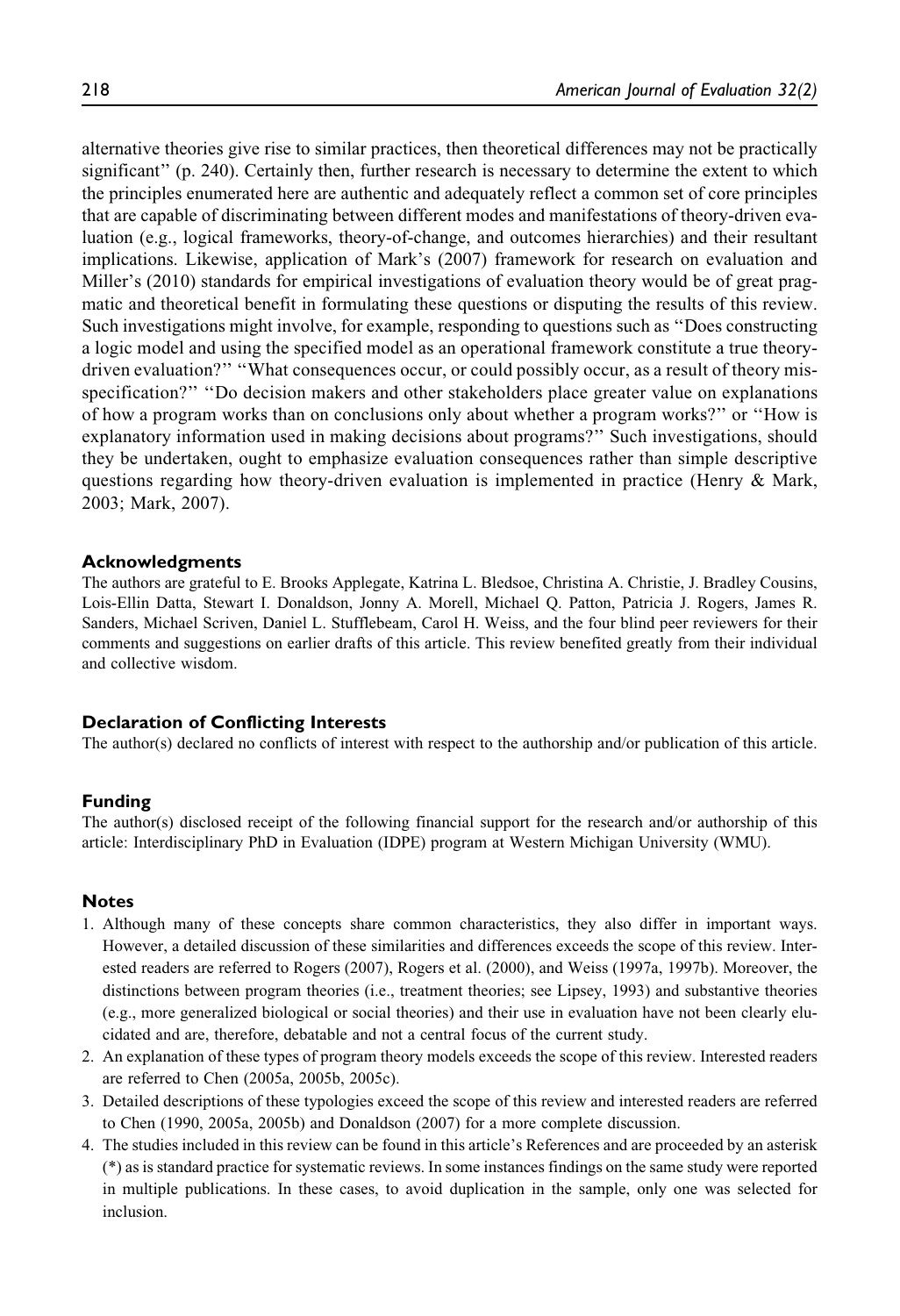alternative theories give rise to similar practices, then theoretical differences may not be practically significant'' (p. 240). Certainly then, further research is necessary to determine the extent to which the principles enumerated here are authentic and adequately reflect a common set of core principles that are capable of discriminating between different modes and manifestations of theory-driven evaluation (e.g., logical frameworks, theory-of-change, and outcomes hierarchies) and their resultant implications. Likewise, application of Mark's (2007) framework for research on evaluation and Miller's (2010) standards for empirical investigations of evaluation theory would be of great pragmatic and theoretical benefit in formulating these questions or disputing the results of this review. Such investigations might involve, for example, responding to questions such as ''Does constructing a logic model and using the specified model as an operational framework constitute a true theory-driven evaluation?'' ''What consequences occur, or could possibly occur, as a result of theory misspecification?'' ''Do decision makers and other stakeholders place greater value on explanations of how a program works than on conclusions only about whether a program works?'' or ''How is explanatory information used in making decisions about programs?'' Such investigations, should they be undertaken, ought to emphasize evaluation consequences rather than simple descriptive questions regarding how theory-driven evaluation is implemented in practice (Henry & Mark, 2003; Mark, 2007).

## Acknowledgments

The authors are grateful to E. Brooks Applegate, Katrina L. Bledsoe, Christina A. Christie, J. Bradley Cousins, Lois-Ellin Datta, Stewart I. Donaldson, Jonny A. Morell, Michael Q. Patton, Patricia J. Rogers, James R. Sanders, Michael Scriven, Daniel L. Stufflebeam, Carol H. Weiss, and the four blind peer reviewers for their comments and suggestions on earlier drafts of this article. This review benefited greatly from their individual and collective wisdom.

## Declaration of Conflicting Interests

The author(s) declared no conflicts of interest with respect to the authorship and/or publication of this article.

## Funding

The author(s) disclosed receipt of the following financial support for the research and/or authorship of this article: Interdisciplinary PhD in Evaluation (IDPE) program at Western Michigan University (WMU).

## Notes

1. Although many of these concepts share common characteristics, they also differ in important ways. However, a detailed discussion of these similarities and differences exceeds the scope of this review. Interested readers are referred to Rogers (2007), Rogers et al. (2000), and Weiss (1997a, 1997b). Moreover, the distinctions between program theories (i.e., treatment theories; see Lipsey, 1993) and substantive theories (e.g., more generalized biological or social theories) and their use in evaluation have not been clearly elucidated and are, therefore, debatable and not a central focus of the current study.
2. An explanation of these types of program theory models exceeds the scope of this review. Interested readers are referred to Chen (2005a, 2005b, 2005c).
3. Detailed descriptions of these typologies exceed the scope of this review and interested readers are referred to Chen (1990, 2005a, 2005b) and Donaldson (2007) for a more complete discussion.
4. The studies included in this review can be found in this article's References and are proceeded by an asterisk (*) as is standard practice for systematic reviews. In some instances findings on the same study were reported in multiple publications. In these cases, to avoid duplication in the sample, only one was selected for inclusion.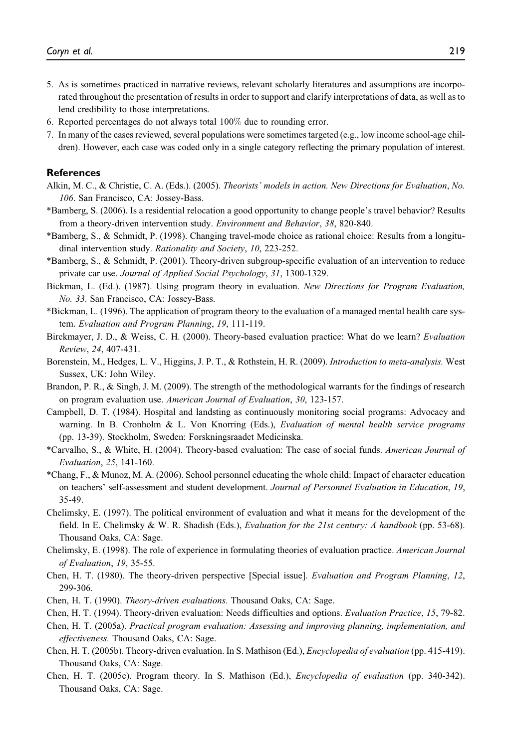5. As is sometimes practiced in narrative reviews, relevant scholarly literatures and assumptions are incorporated throughout the presentation of results in order to support and clarify interpretations of data, as well as to lend credibility to those interpretations.
6. Reported percentages do not always total 100% due to rounding error.
7. In many of the cases reviewed, several populations were sometimes targeted (e.g., low income school-age children). However, each case was coded only in a single category reflecting the primary population of interest.

## References

Alkin, M. C., & Christie, C. A. (Eds.). (2005). *Theorists' models in action. New Directions for Evaluation*, *No. 106*. San Francisco, CA: Jossey-Bass.

*Bamberg, S. (2006). Is a residential relocation a good opportunity to change people's travel behavior? Results from a theory-driven intervention study. *Environment and Behavior*, *38*, 820-840.

*Bamberg, S., & Schmidt, P. (1998). Changing travel-mode choice as rational choice: Results from a longitudinal intervention study. *Rationality and Society*, *10*, 223-252.

*Bamberg, S., & Schmidt, P. (2001). Theory-driven subgroup-specific evaluation of an intervention to reduce private car use. *Journal of Applied Social Psychology*, *31*, 1300-1329.

Bickman, L. (Ed.). (1987). Using program theory in evaluation. *New Directions for Program Evaluation, No. 33*. San Francisco, CA: Jossey-Bass.

*Bickman, L. (1996). The application of program theory to the evaluation of a managed mental health care system. *Evaluation and Program Planning*, *19*, 111-119.

Birckmayer, J. D., & Weiss, C. H. (2000). Theory-based evaluation practice: What do we learn? *Evaluation Review*, *24*, 407-431.

Borenstein, M., Hedges, L. V., Higgins, J. P. T., & Rothstein, H. R. (2009). *Introduction to meta-analysis.* West Sussex, UK: John Wiley.

Brandon, P. R., & Singh, J. M. (2009). The strength of the methodological warrants for the findings of research on program evaluation use. *American Journal of Evaluation*, *30*, 123-157.

Campbell, D. T. (1984). Hospital and landsting as continuously monitoring social programs: Advocacy and warning. In B. Cronholm & L. Von Knorring (Eds.), *Evaluation of mental health service programs* (pp. 13-39). Stockholm, Sweden: Forskningsraadet Medicinska.

*Carvalho, S., & White, H. (2004). Theory-based evaluation: The case of social funds. *American Journal of Evaluation*, *25*, 141-160.

*Chang, F., & Munoz, M. A. (2006). School personnel educating the whole child: Impact of character education on teachers' self-assessment and student development. *Journal of Personnel Evaluation in Education*, *19*, 35-49.

Chelimsky, E. (1997). The political environment of evaluation and what it means for the development of the field. In E. Chelimsky & W. R. Shadish (Eds.), *Evaluation for the 21st century: A handbook* (pp. 53-68). Thousand Oaks, CA: Sage.

Chelimsky, E. (1998). The role of experience in formulating theories of evaluation practice. *American Journal of Evaluation*, *19*, 35-55.

Chen, H. T. (1980). The theory-driven perspective [Special issue]. *Evaluation and Program Planning*, *12*, 299-306.

Chen, H. T. (1990). *Theory-driven evaluations.* Thousand Oaks, CA: Sage.

Chen, H. T. (1994). Theory-driven evaluation: Needs difficulties and options. *Evaluation Practice*, *15*, 79-82.

Chen, H. T. (2005a). *Practical program evaluation: Assessing and improving planning, implementation, and effectiveness.* Thousand Oaks, CA: Sage.

Chen, H. T. (2005b). Theory-driven evaluation. In S. Mathison (Ed.), *Encyclopedia of evaluation* (pp. 415-419). Thousand Oaks, CA: Sage.

Chen, H. T. (2005c). Program theory. In S. Mathison (Ed.), *Encyclopedia of evaluation* (pp. 340-342). Thousand Oaks, CA: Sage.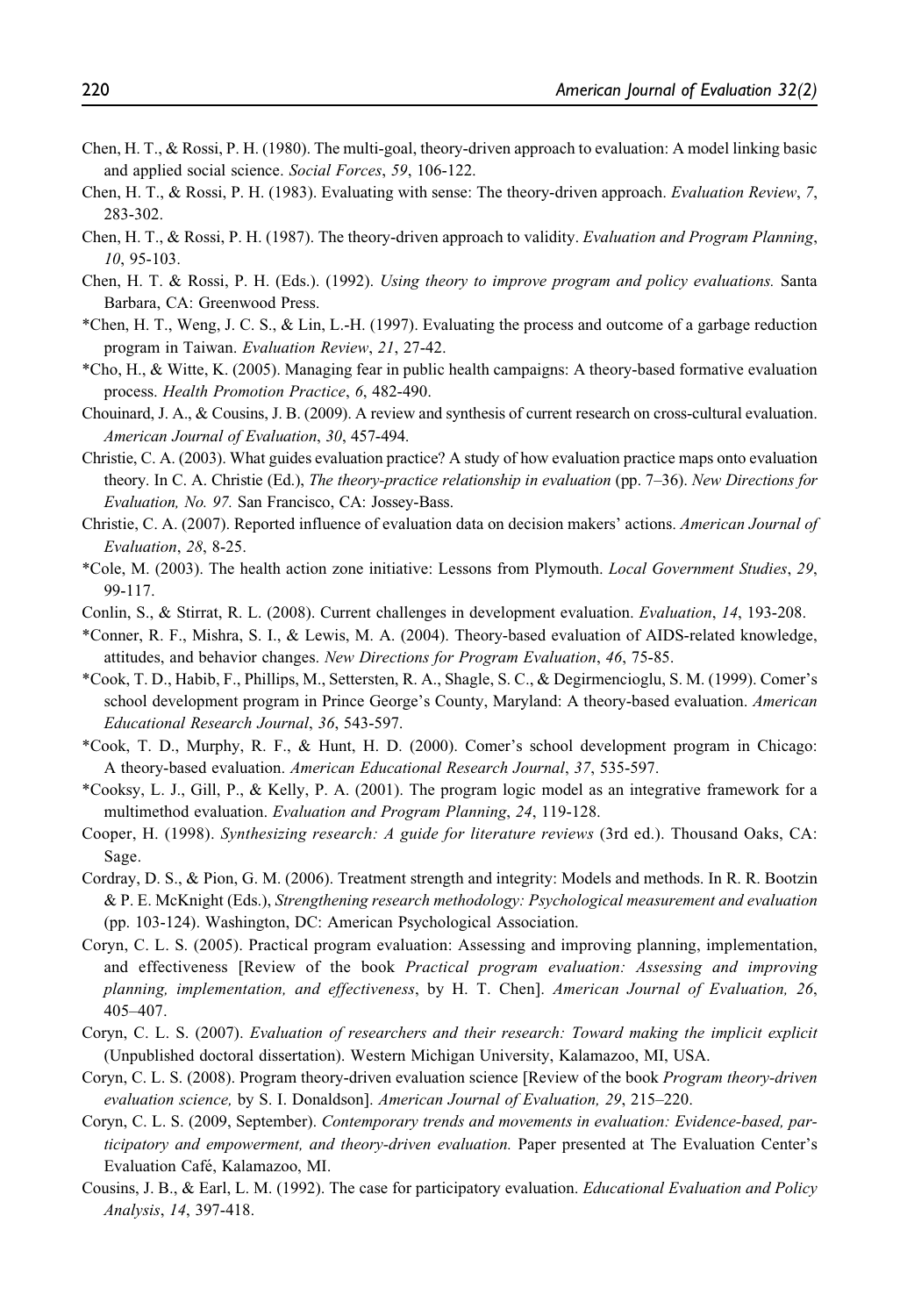Chen, H. T., & Rossi, P. H. (1980). The multi-goal, theory-driven approach to evaluation: A model linking basic and applied social science. *Social Forces*, *59*, 106-122.

Chen, H. T., & Rossi, P. H. (1983). Evaluating with sense: The theory-driven approach. *Evaluation Review*, *7*, 283-302.

Chen, H. T., & Rossi, P. H. (1987). The theory-driven approach to validity. *Evaluation and Program Planning*, *10*, 95-103.

Chen, H. T. & Rossi, P. H. (Eds.). (1992). *Using theory to improve program and policy evaluations.* Santa Barbara, CA: Greenwood Press.

*Chen, H. T., Weng, J. C. S., & Lin, L.-H. (1997). Evaluating the process and outcome of a garbage reduction program in Taiwan. *Evaluation Review*, *21*, 27-42.

*Cho, H., & Witte, K. (2005). Managing fear in public health campaigns: A theory-based formative evaluation process. *Health Promotion Practice*, *6*, 482-490.

Chouinard, J. A., & Cousins, J. B. (2009). A review and synthesis of current research on cross-cultural evaluation. *American Journal of Evaluation*, *30*, 457-494.

Christie, C. A. (2003). What guides evaluation practice? A study of how evaluation practice maps onto evaluation theory. In C. A. Christie (Ed.), *The theory-practice relationship in evaluation* (pp. 7–36). *New Directions for Evaluation, No. 97.* San Francisco, CA: Jossey-Bass.

Christie, C. A. (2007). Reported influence of evaluation data on decision makers' actions. *American Journal of Evaluation*, *28*, 8-25.

*Cole, M. (2003). The health action zone initiative: Lessons from Plymouth. *Local Government Studies*, *29*, 99-117.

Conlin, S., & Stirrat, R. L. (2008). Current challenges in development evaluation. *Evaluation*, *14*, 193-208.

*Conner, R. F., Mishra, S. I., & Lewis, M. A. (2004). Theory-based evaluation of AIDS-related knowledge, attitudes, and behavior changes. *New Directions for Program Evaluation*, *46*, 75-85.

*Cook, T. D., Habib, F., Phillips, M., Settersten, R. A., Shagle, S. C., & Degirmencioglu, S. M. (1999). Comer's school development program in Prince George's County, Maryland: A theory-based evaluation. *American Educational Research Journal*, *36*, 543-597.

*Cook, T. D., Murphy, R. F., & Hunt, H. D. (2000). Comer's school development program in Chicago: A theory-based evaluation. *American Educational Research Journal*, *37*, 535-597.

*Cooksy, L. J., Gill, P., & Kelly, P. A. (2001). The program logic model as an integrative framework for a multimethod evaluation. *Evaluation and Program Planning*, *24*, 119-128.

Cooper, H. (1998). *Synthesizing research: A guide for literature reviews* (3rd ed.). Thousand Oaks, CA: Sage.

Cordray, D. S., & Pion, G. M. (2006). Treatment strength and integrity: Models and methods. In R. R. Bootzin & P. E. McKnight (Eds.), *Strengthening research methodology: Psychological measurement and evaluation* (pp. 103-124). Washington, DC: American Psychological Association.

Coryn, C. L. S. (2005). Practical program evaluation: Assessing and improving planning, implementation, and effectiveness [Review of the book *Practical program evaluation: Assessing and improving planning, implementation, and effectiveness*, by H. T. Chen]. *American Journal of Evaluation, 26*, 405–407.

Coryn, C. L. S. (2007). *Evaluation of researchers and their research: Toward making the implicit explicit* (Unpublished doctoral dissertation). Western Michigan University, Kalamazoo, MI, USA.

Coryn, C. L. S. (2008). Program theory-driven evaluation science [Review of the book *Program theory-driven evaluation science,* by S. I. Donaldson]. *American Journal of Evaluation, 29*, 215–220.

Coryn, C. L. S. (2009, September). *Contemporary trends and movements in evaluation: Evidence-based, participatory and empowerment, and theory-driven evaluation.* Paper presented at The Evaluation Center's Evaluation Café, Kalamazoo, MI.

Cousins, J. B., & Earl, L. M. (1992). The case for participatory evaluation. *Educational Evaluation and Policy Analysis*, *14*, 397-418.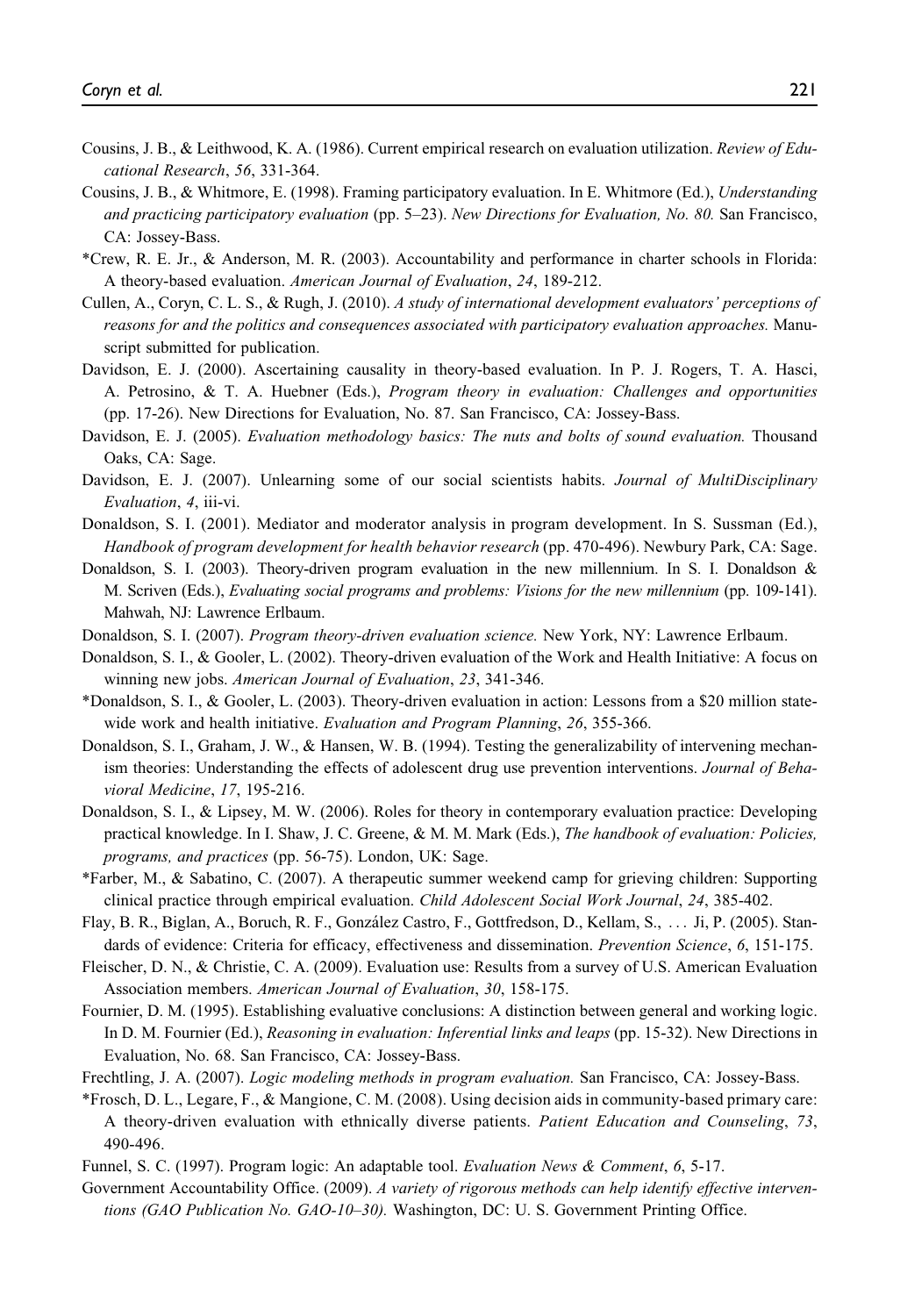Cousins, J. B., & Leithwood, K. A. (1986). Current empirical research on evaluation utilization. *Review of Educational Research*, *56*, 331-364.

Cousins, J. B., & Whitmore, E. (1998). Framing participatory evaluation. In E. Whitmore (Ed.), *Understanding and practicing participatory evaluation* (pp. 5–23). *New Directions for Evaluation, No. 80.* San Francisco, CA: Jossey-Bass.

*Crew, R. E. Jr., & Anderson, M. R. (2003). Accountability and performance in charter schools in Florida: A theory-based evaluation. *American Journal of Evaluation*, *24*, 189-212.

Cullen, A., Coryn, C. L. S., & Rugh, J. (2010). *A study of international development evaluators' perceptions of reasons for and the politics and consequences associated with participatory evaluation approaches.* Manuscript submitted for publication.

Davidson, E. J. (2000). Ascertaining causality in theory-based evaluation. In P. J. Rogers, T. A. Hasci, A. Petrosino, & T. A. Huebner (Eds.), *Program theory in evaluation: Challenges and opportunities* (pp. 17-26). New Directions for Evaluation, No. 87. San Francisco, CA: Jossey-Bass.

Davidson, E. J. (2005). *Evaluation methodology basics: The nuts and bolts of sound evaluation.* Thousand Oaks, CA: Sage.

Davidson, E. J. (2007). Unlearning some of our social scientists habits. *Journal of MultiDisciplinary Evaluation*, *4*, iii-vi.

Donaldson, S. I. (2001). Mediator and moderator analysis in program development. In S. Sussman (Ed.), *Handbook of program development for health behavior research* (pp. 470-496). Newbury Park, CA: Sage.

Donaldson, S. I. (2003). Theory-driven program evaluation in the new millennium. In S. I. Donaldson & M. Scriven (Eds.), *Evaluating social programs and problems: Visions for the new millennium* (pp. 109-141). Mahwah, NJ: Lawrence Erlbaum.

Donaldson, S. I. (2007). *Program theory-driven evaluation science.* New York, NY: Lawrence Erlbaum.

Donaldson, S. I., & Gooler, L. (2002). Theory-driven evaluation of the Work and Health Initiative: A focus on winning new jobs. *American Journal of Evaluation*, *23*, 341-346.

*Donaldson, S. I., & Gooler, L. (2003). Theory-driven evaluation in action: Lessons from a $20 million statewide work and health initiative. *Evaluation and Program Planning*, *26*, 355-366.

Donaldson, S. I., Graham, J. W., & Hansen, W. B. (1994). Testing the generalizability of intervening mechanism theories: Understanding the effects of adolescent drug use prevention interventions. *Journal of Behavioral Medicine*, *17*, 195-216.

Donaldson, S. I., & Lipsey, M. W. (2006). Roles for theory in contemporary evaluation practice: Developing practical knowledge. In I. Shaw, J. C. Greene, & M. M. Mark (Eds.), *The handbook of evaluation: Policies, programs, and practices* (pp. 56-75). London, UK: Sage.

*Farber, M., & Sabatino, C. (2007). A therapeutic summer weekend camp for grieving children: Supporting clinical practice through empirical evaluation. *Child Adolescent Social Work Journal*, *24*, 385-402.

Flay, B. R., Biglan, A., Boruch, R. F., González Castro, F., Gottfredson, D., Kellam, S., … Ji, P. (2005). Standards of evidence: Criteria for efficacy, effectiveness and dissemination. *Prevention Science*, *6*, 151-175.

Fleischer, D. N., & Christie, C. A. (2009). Evaluation use: Results from a survey of U.S. American Evaluation Association members. *American Journal of Evaluation*, *30*, 158-175.

Fournier, D. M. (1995). Establishing evaluative conclusions: A distinction between general and working logic. In D. M. Fournier (Ed.), *Reasoning in evaluation: Inferential links and leaps* (pp. 15-32). New Directions in Evaluation, No. 68. San Francisco, CA: Jossey-Bass.

Frechtling, J. A. (2007). *Logic modeling methods in program evaluation.* San Francisco, CA: Jossey-Bass.

*Frosch, D. L., Legare, F., & Mangione, C. M. (2008). Using decision aids in community-based primary care: A theory-driven evaluation with ethnically diverse patients. *Patient Education and Counseling*, *73*, 490-496.

Funnel, S. C. (1997). Program logic: An adaptable tool. *Evaluation News & Comment*, *6*, 5-17.

Government Accountability Office. (2009). *A variety of rigorous methods can help identify effective interventions (GAO Publication No. GAO-10–30).* Washington, DC: U. S. Government Printing Office.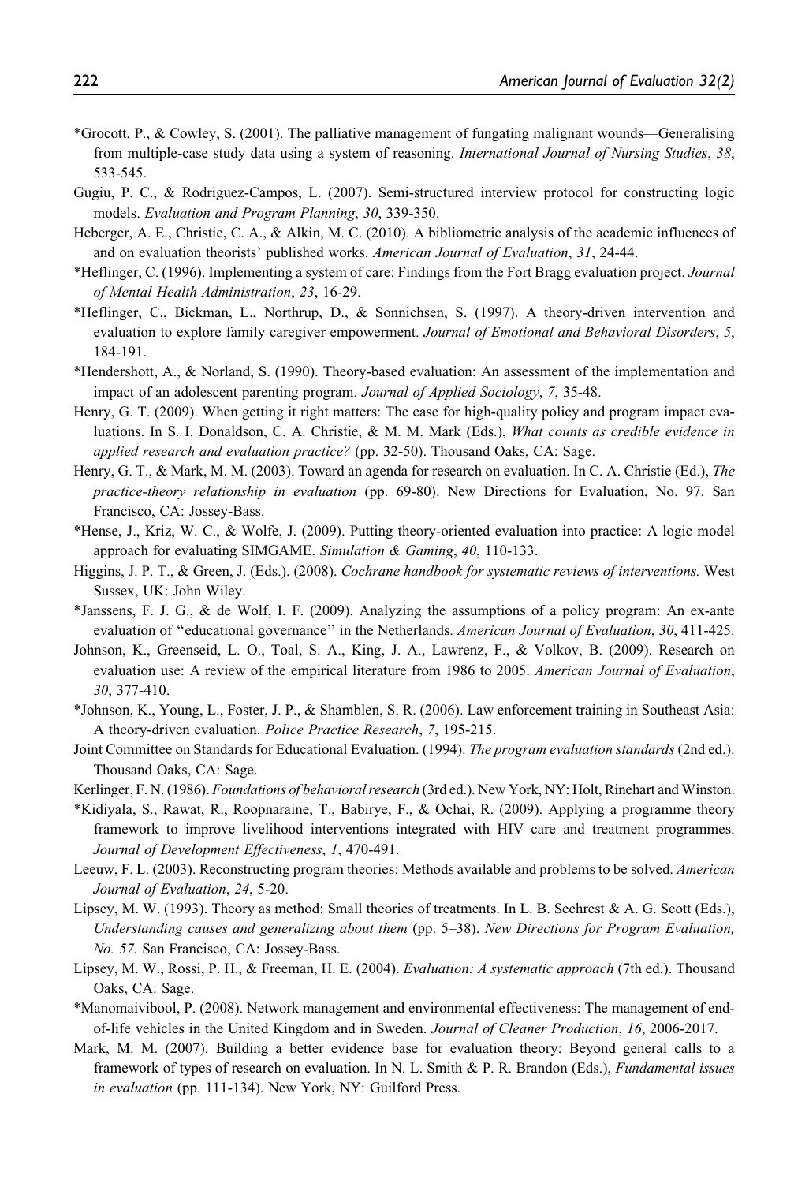*Grocott, P., & Cowley, S. (2001). The palliative management of fungating malignant wounds—Generalising from multiple-case study data using a system of reasoning. *International Journal of Nursing Studies*, *38*, 533-545.

Gugiu, P. C., & Rodriguez-Campos, L. (2007). Semi-structured interview protocol for constructing logic models. *Evaluation and Program Planning*, *30*, 339-350.

Heberger, A. E., Christie, C. A., & Alkin, M. C. (2010). A bibliometric analysis of the academic influences of and on evaluation theorists' published works. *American Journal of Evaluation*, *31*, 24-44.

*Heflinger, C. (1996). Implementing a system of care: Findings from the Fort Bragg evaluation project. *Journal of Mental Health Administration*, *23*, 16-29.

*Heflinger, C., Bickman, L., Northrup, D., & Sonnichsen, S. (1997). A theory-driven intervention and evaluation to explore family caregiver empowerment. *Journal of Emotional and Behavioral Disorders*, *5*, 184-191.

*Hendershott, A., & Norland, S. (1990). Theory-based evaluation: An assessment of the implementation and impact of an adolescent parenting program. *Journal of Applied Sociology*, *7*, 35-48.

Henry, G. T. (2009). When getting it right matters: The case for high-quality policy and program impact evaluations. In S. I. Donaldson, C. A. Christie, & M. M. Mark (Eds.), *What counts as credible evidence in applied research and evaluation practice?* (pp. 32-50). Thousand Oaks, CA: Sage.

Henry, G. T., & Mark, M. M. (2003). Toward an agenda for research on evaluation. In C. A. Christie (Ed.), *The practice-theory relationship in evaluation* (pp. 69-80). New Directions for Evaluation, No. 97. San Francisco, CA: Jossey-Bass.

*Hense, J., Kriz, W. C., & Wolfe, J. (2009). Putting theory-oriented evaluation into practice: A logic model approach for evaluating SIMGAME. *Simulation & Gaming*, *40*, 110-133.

Higgins, J. P. T., & Green, J. (Eds.). (2008). *Cochrane handbook for systematic reviews of interventions.* West Sussex, UK: John Wiley.

*Janssens, F. J. G., & de Wolf, I. F. (2009). Analyzing the assumptions of a policy program: An ex-ante evaluation of ''educational governance'' in the Netherlands. *American Journal of Evaluation*, *30*, 411-425.

Johnson, K., Greenseid, L. O., Toal, S. A., King, J. A., Lawrenz, F., & Volkov, B. (2009). Research on evaluation use: A review of the empirical literature from 1986 to 2005. *American Journal of Evaluation*, *30*, 377-410.

*Johnson, K., Young, L., Foster, J. P., & Shamblen, S. R. (2006). Law enforcement training in Southeast Asia: A theory-driven evaluation. *Police Practice Research*, *7*, 195-215.

Joint Committee on Standards for Educational Evaluation. (1994). *The program evaluation standards* (2nd ed.). Thousand Oaks, CA: Sage.

Kerlinger, F. N. (1986). *Foundations of behavioral research* (3rd ed.). New York, NY: Holt, Rinehart and Winston.

*Kidiyala, S., Rawat, R., Roopnaraine, T., Babirye, F., & Ochai, R. (2009). Applying a programme theory framework to improve livelihood interventions integrated with HIV care and treatment programmes. *Journal of Development Effectiveness*, *1*, 470-491.

Leeuw, F. L. (2003). Reconstructing program theories: Methods available and problems to be solved. *American Journal of Evaluation*, *24*, 5-20.

Lipsey, M. W. (1993). Theory as method: Small theories of treatments. In L. B. Sechrest & A. G. Scott (Eds.), *Understanding causes and generalizing about them* (pp. 5–38). *New Directions for Program Evaluation, No. 57.* San Francisco, CA: Jossey-Bass.

Lipsey, M. W., Rossi, P. H., & Freeman, H. E. (2004). *Evaluation: A systematic approach* (7th ed.). Thousand Oaks, CA: Sage.

*Manomaivibool, P. (2008). Network management and environmental effectiveness: The management of end-of-life vehicles in the United Kingdom and in Sweden. *Journal of Cleaner Production*, *16*, 2006-2017.

Mark, M. M. (2007). Building a better evidence base for evaluation theory: Beyond general calls to a framework of types of research on evaluation. In N. L. Smith & P. R. Brandon (Eds.), *Fundamental issues in evaluation* (pp. 111-134). New York, NY: Guilford Press.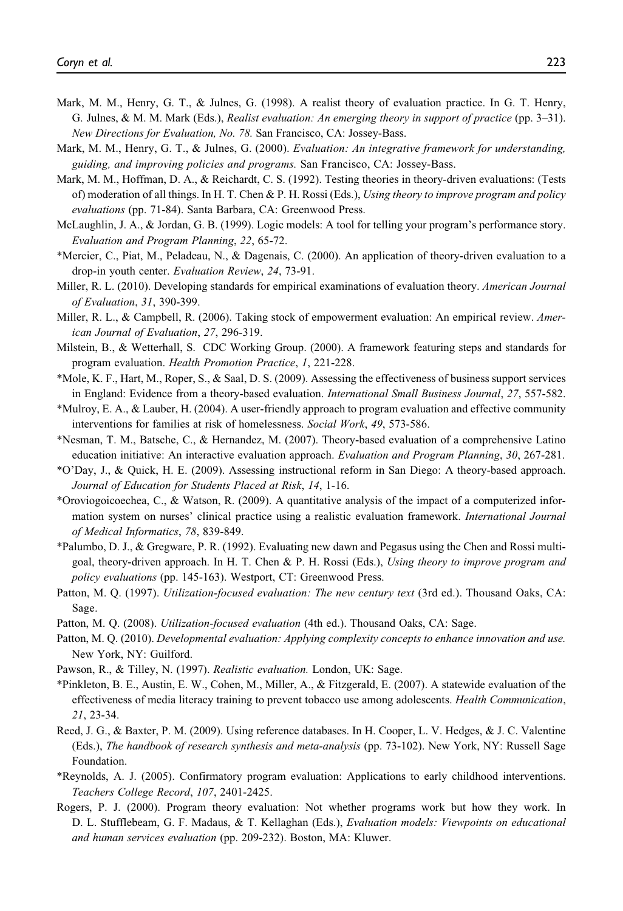Mark, M. M., Henry, G. T., & Julnes, G. (1998). A realist theory of evaluation practice. In G. T. Henry, G. Julnes, & M. M. Mark (Eds.), *Realist evaluation: An emerging theory in support of practice* (pp. 3–31). *New Directions for Evaluation, No. 78.* San Francisco, CA: Jossey-Bass.

Mark, M. M., Henry, G. T., & Julnes, G. (2000). *Evaluation: An integrative framework for understanding, guiding, and improving policies and programs.* San Francisco, CA: Jossey-Bass.

Mark, M. M., Hoffman, D. A., & Reichardt, C. S. (1992). Testing theories in theory-driven evaluations: (Tests of) moderation of all things. In H. T. Chen & P. H. Rossi (Eds.), *Using theory to improve program and policy evaluations* (pp. 71-84). Santa Barbara, CA: Greenwood Press.

McLaughlin, J. A., & Jordan, G. B. (1999). Logic models: A tool for telling your program's performance story. *Evaluation and Program Planning*, *22*, 65-72.

*Mercier, C., Piat, M., Peladeau, N., & Dagenais, C. (2000). An application of theory-driven evaluation to a drop-in youth center. *Evaluation Review*, *24*, 73-91.

Miller, R. L. (2010). Developing standards for empirical examinations of evaluation theory. *American Journal of Evaluation*, *31*, 390-399.

Miller, R. L., & Campbell, R. (2006). Taking stock of empowerment evaluation: An empirical review. *American Journal of Evaluation*, *27*, 296-319.

Milstein, B., & Wetterhall, S. CDC Working Group. (2000). A framework featuring steps and standards for program evaluation. *Health Promotion Practice*, *1*, 221-228.

*Mole, K. F., Hart, M., Roper, S., & Saal, D. S. (2009). Assessing the effectiveness of business support services in England: Evidence from a theory-based evaluation. *International Small Business Journal*, *27*, 557-582.

*Mulroy, E. A., & Lauber, H. (2004). A user-friendly approach to program evaluation and effective community interventions for families at risk of homelessness. *Social Work*, *49*, 573-586.

*Nesman, T. M., Batsche, C., & Hernandez, M. (2007). Theory-based evaluation of a comprehensive Latino education initiative: An interactive evaluation approach. *Evaluation and Program Planning*, *30*, 267-281.

*O'Day, J., & Quick, H. E. (2009). Assessing instructional reform in San Diego: A theory-based approach. *Journal of Education for Students Placed at Risk*, *14*, 1-16.

*Oroviogoicoechea, C., & Watson, R. (2009). A quantitative analysis of the impact of a computerized information system on nurses' clinical practice using a realistic evaluation framework. *International Journal of Medical Informatics*, *78*, 839-849.

*Palumbo, D. J., & Gregware, P. R. (1992). Evaluating new dawn and Pegasus using the Chen and Rossi multi-goal, theory-driven approach. In H. T. Chen & P. H. Rossi (Eds.), *Using theory to improve program and policy evaluations* (pp. 145-163). Westport, CT: Greenwood Press.

Patton, M. Q. (1997). *Utilization-focused evaluation: The new century text* (3rd ed.). Thousand Oaks, CA: Sage.

Patton, M. Q. (2008). *Utilization-focused evaluation* (4th ed.). Thousand Oaks, CA: Sage.

Patton, M. Q. (2010). *Developmental evaluation: Applying complexity concepts to enhance innovation and use.* New York, NY: Guilford.

Pawson, R., & Tilley, N. (1997). *Realistic evaluation.* London, UK: Sage.

*Pinkleton, B. E., Austin, E. W., Cohen, M., Miller, A., & Fitzgerald, E. (2007). A statewide evaluation of the effectiveness of media literacy training to prevent tobacco use among adolescents. *Health Communication*, *21*, 23-34.

Reed, J. G., & Baxter, P. M. (2009). Using reference databases. In H. Cooper, L. V. Hedges, & J. C. Valentine (Eds.), *The handbook of research synthesis and meta-analysis* (pp. 73-102). New York, NY: Russell Sage Foundation.

*Reynolds, A. J. (2005). Confirmatory program evaluation: Applications to early childhood interventions. *Teachers College Record*, *107*, 2401-2425.

Rogers, P. J. (2000). Program theory evaluation: Not whether programs work but how they work. In D. L. Stufflebeam, G. F. Madaus, & T. Kellaghan (Eds.), *Evaluation models: Viewpoints on educational and human services evaluation* (pp. 209-232). Boston, MA: Kluwer.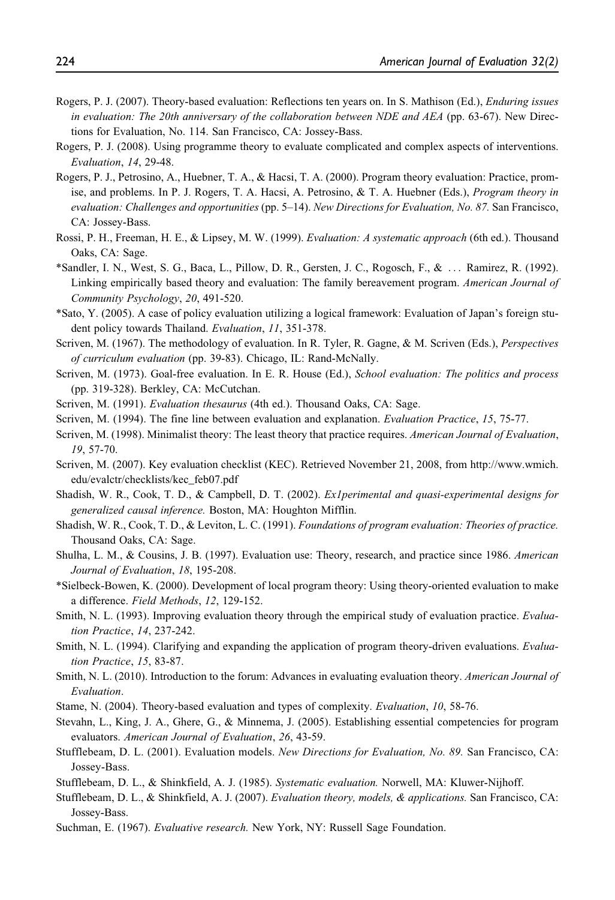Rogers, P. J. (2007). Theory-based evaluation: Reflections ten years on. In S. Mathison (Ed.), *Enduring issues in evaluation: The 20th anniversary of the collaboration between NDE and AEA* (pp. 63-67). New Directions for Evaluation, No. 114. San Francisco, CA: Jossey-Bass.

Rogers, P. J. (2008). Using programme theory to evaluate complicated and complex aspects of interventions. *Evaluation*, *14*, 29-48.

Rogers, P. J., Petrosino, A., Huebner, T. A., & Hacsi, T. A. (2000). Program theory evaluation: Practice, promise, and problems. In P. J. Rogers, T. A. Hacsi, A. Petrosino, & T. A. Huebner (Eds.), *Program theory in evaluation: Challenges and opportunities* (pp. 5–14). *New Directions for Evaluation, No. 87.* San Francisco, CA: Jossey-Bass.

Rossi, P. H., Freeman, H. E., & Lipsey, M. W. (1999). *Evaluation: A systematic approach* (6th ed.). Thousand Oaks, CA: Sage.

*Sandler, I. N., West, S. G., Baca, L., Pillow, D. R., Gersten, J. C., Rogosch, F., & ... Ramirez, R. (1992). Linking empirically based theory and evaluation: The family bereavement program. *American Journal of Community Psychology*, *20*, 491-520.

*Sato, Y. (2005). A case of policy evaluation utilizing a logical framework: Evaluation of Japan's foreign student policy towards Thailand. *Evaluation*, *11*, 351-378.

Scriven, M. (1967). The methodology of evaluation. In R. Tyler, R. Gagne, & M. Scriven (Eds.), *Perspectives of curriculum evaluation* (pp. 39-83). Chicago, IL: Rand-McNally.

Scriven, M. (1973). Goal-free evaluation. In E. R. House (Ed.), *School evaluation: The politics and process* (pp. 319-328). Berkley, CA: McCutchan.

Scriven, M. (1991). *Evaluation thesaurus* (4th ed.). Thousand Oaks, CA: Sage.

Scriven, M. (1994). The fine line between evaluation and explanation. *Evaluation Practice*, *15*, 75-77.

Scriven, M. (1998). Minimalist theory: The least theory that practice requires. *American Journal of Evaluation*, *19*, 57-70.

Scriven, M. (2007). Key evaluation checklist (KEC). Retrieved November 21, 2008, from http://www.wmich.edu/evalctr/checklists/kec_feb07.pdf

Shadish, W. R., Cook, T. D., & Campbell, D. T. (2002). *Ex1perimental and quasi-experimental designs for generalized causal inference.* Boston, MA: Houghton Mifflin.

Shadish, W. R., Cook, T. D., & Leviton, L. C. (1991). *Foundations of program evaluation: Theories of practice.* Thousand Oaks, CA: Sage.

Shulha, L. M., & Cousins, J. B. (1997). Evaluation use: Theory, research, and practice since 1986. *American Journal of Evaluation*, *18*, 195-208.

*Sielbeck-Bowen, K. (2000). Development of local program theory: Using theory-oriented evaluation to make a difference. *Field Methods*, *12*, 129-152.

Smith, N. L. (1993). Improving evaluation theory through the empirical study of evaluation practice. *Evaluation Practice*, *14*, 237-242.

Smith, N. L. (1994). Clarifying and expanding the application of program theory-driven evaluations. *Evaluation Practice*, *15*, 83-87.

Smith, N. L. (2010). Introduction to the forum: Advances in evaluating evaluation theory. *American Journal of Evaluation*.

Stame, N. (2004). Theory-based evaluation and types of complexity. *Evaluation*, *10*, 58-76.

Stevahn, L., King, J. A., Ghere, G., & Minnema, J. (2005). Establishing essential competencies for program evaluators. *American Journal of Evaluation*, *26*, 43-59.

Stufflebeam, D. L. (2001). Evaluation models. *New Directions for Evaluation, No. 89.* San Francisco, CA: Jossey-Bass.

Stufflebeam, D. L., & Shinkfield, A. J. (1985). *Systematic evaluation.* Norwell, MA: Kluwer-Nijhoff.

Stufflebeam, D. L., & Shinkfield, A. J. (2007). *Evaluation theory, models, & applications.* San Francisco, CA: Jossey-Bass.

Suchman, E. (1967). *Evaluative research.* New York, NY: Russell Sage Foundation.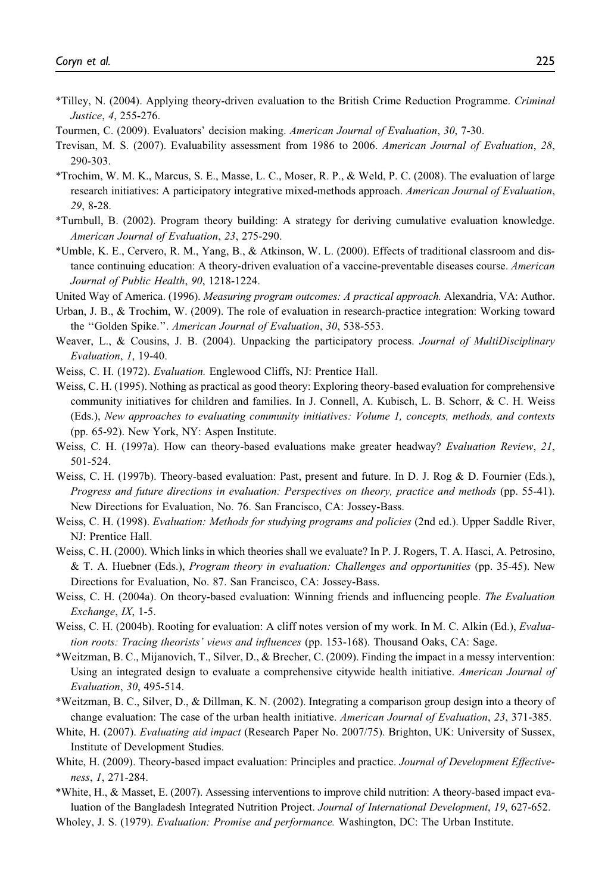*Tilley, N. (2004). Applying theory-driven evaluation to the British Crime Reduction Programme. *Criminal Justice*, *4*, 255-276.

Tourmen, C. (2009). Evaluators' decision making. *American Journal of Evaluation*, *30*, 7-30.

Trevisan, M. S. (2007). Evaluability assessment from 1986 to 2006. *American Journal of Evaluation*, *28*, 290-303.

*Trochim, W. M. K., Marcus, S. E., Masse, L. C., Moser, R. P., & Weld, P. C. (2008). The evaluation of large research initiatives: A participatory integrative mixed-methods approach. *American Journal of Evaluation*, *29*, 8-28.

*Turnbull, B. (2002). Program theory building: A strategy for deriving cumulative evaluation knowledge. *American Journal of Evaluation*, *23*, 275-290.

*Umble, K. E., Cervero, R. M., Yang, B., & Atkinson, W. L. (2000). Effects of traditional classroom and distance continuing education: A theory-driven evaluation of a vaccine-preventable diseases course. *American Journal of Public Health*, *90*, 1218-1224.

United Way of America. (1996). *Measuring program outcomes: A practical approach.* Alexandria, VA: Author.

Urban, J. B., & Trochim, W. (2009). The role of evaluation in research-practice integration: Working toward the "Golden Spike.". *American Journal of Evaluation*, *30*, 538-553.

Weaver, L., & Cousins, J. B. (2004). Unpacking the participatory process. *Journal of MultiDisciplinary Evaluation*, *1*, 19-40.

Weiss, C. H. (1972). *Evaluation.* Englewood Cliffs, NJ: Prentice Hall.

Weiss, C. H. (1995). Nothing as practical as good theory: Exploring theory-based evaluation for comprehensive community initiatives for children and families. In J. Connell, A. Kubisch, L. B. Schorr, & C. H. Weiss (Eds.), *New approaches to evaluating community initiatives: Volume 1, concepts, methods, and contexts* (pp. 65-92). New York, NY: Aspen Institute.

Weiss, C. H. (1997a). How can theory-based evaluations make greater headway? *Evaluation Review*, *21*, 501-524.

Weiss, C. H. (1997b). Theory-based evaluation: Past, present and future. In D. J. Rog & D. Fournier (Eds.), *Progress and future directions in evaluation: Perspectives on theory, practice and methods* (pp. 55-41). New Directions for Evaluation, No. 76. San Francisco, CA: Jossey-Bass.

Weiss, C. H. (1998). *Evaluation: Methods for studying programs and policies* (2nd ed.). Upper Saddle River, NJ: Prentice Hall.

Weiss, C. H. (2000). Which links in which theories shall we evaluate? In P. J. Rogers, T. A. Hasci, A. Petrosino, & T. A. Huebner (Eds.), *Program theory in evaluation: Challenges and opportunities* (pp. 35-45). New Directions for Evaluation, No. 87. San Francisco, CA: Jossey-Bass.

Weiss, C. H. (2004a). On theory-based evaluation: Winning friends and influencing people. *The Evaluation Exchange*, *IX*, 1-5.

Weiss, C. H. (2004b). Rooting for evaluation: A cliff notes version of my work. In M. C. Alkin (Ed.), *Evaluation roots: Tracing theorists' views and influences* (pp. 153-168). Thousand Oaks, CA: Sage.

*Weitzman, B. C., Mijanovich, T., Silver, D., & Brecher, C. (2009). Finding the impact in a messy intervention: Using an integrated design to evaluate a comprehensive citywide health initiative. *American Journal of Evaluation*, *30*, 495-514.

*Weitzman, B. C., Silver, D., & Dillman, K. N. (2002). Integrating a comparison group design into a theory of change evaluation: The case of the urban health initiative. *American Journal of Evaluation*, *23*, 371-385.

White, H. (2007). *Evaluating aid impact* (Research Paper No. 2007/75). Brighton, UK: University of Sussex, Institute of Development Studies.

White, H. (2009). Theory-based impact evaluation: Principles and practice. *Journal of Development Effectiveness*, *1*, 271-284.

*White, H., & Masset, E. (2007). Assessing interventions to improve child nutrition: A theory-based impact evaluation of the Bangladesh Integrated Nutrition Project. *Journal of International Development*, *19*, 627-652.

Wholey, J. S. (1979). *Evaluation: Promise and performance.* Washington, DC: The Urban Institute.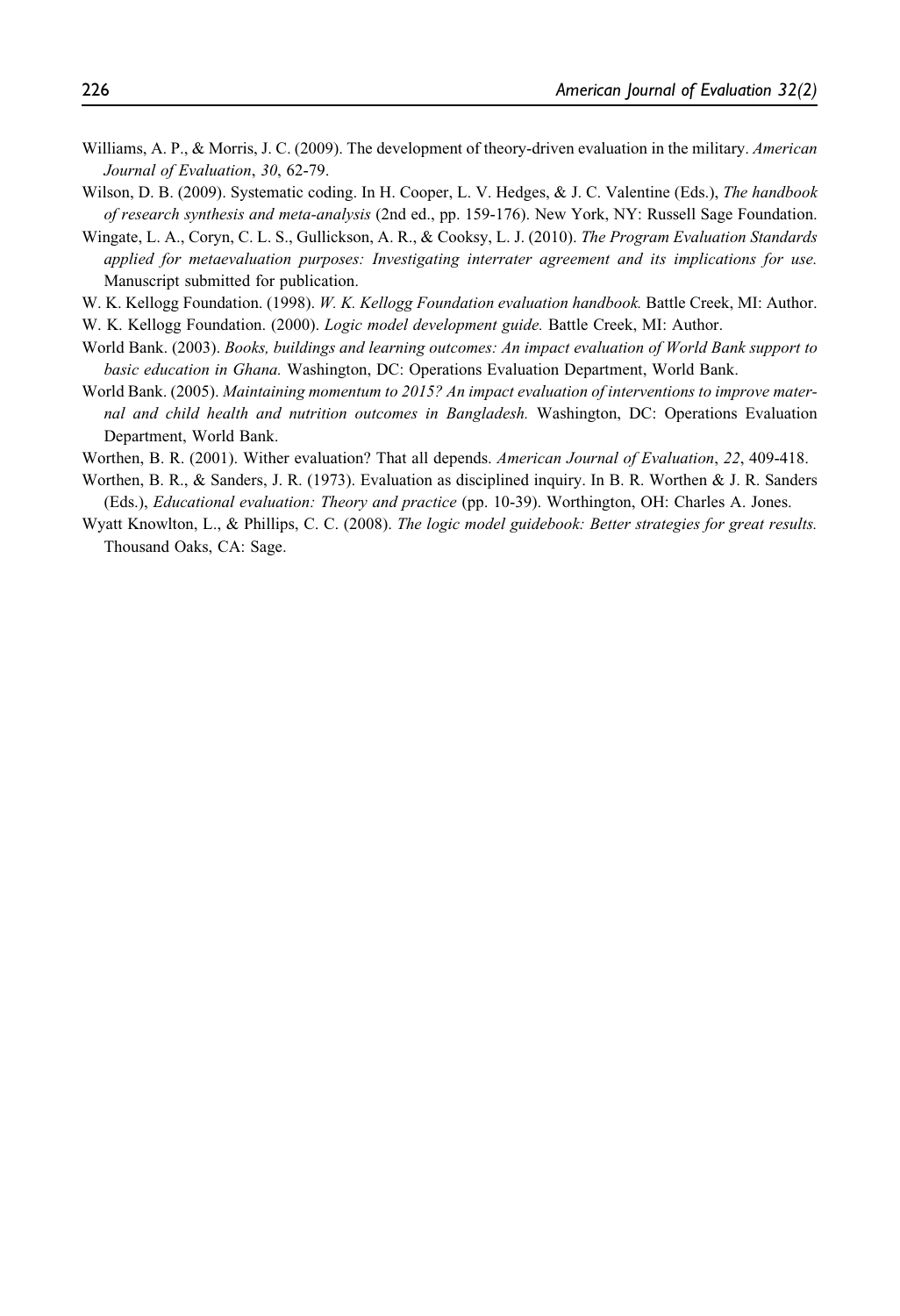Williams, A. P., & Morris, J. C. (2009). The development of theory-driven evaluation in the military. *American Journal of Evaluation*, *30*, 62-79.

Wilson, D. B. (2009). Systematic coding. In H. Cooper, L. V. Hedges, & J. C. Valentine (Eds.), *The handbook of research synthesis and meta-analysis* (2nd ed., pp. 159-176). New York, NY: Russell Sage Foundation.

Wingate, L. A., Coryn, C. L. S., Gullickson, A. R., & Cooksy, L. J. (2010). *The Program Evaluation Standards applied for metaevaluation purposes: Investigating interrater agreement and its implications for use.* Manuscript submitted for publication.

W. K. Kellogg Foundation. (1998). *W. K. Kellogg Foundation evaluation handbook.* Battle Creek, MI: Author.

W. K. Kellogg Foundation. (2000). *Logic model development guide.* Battle Creek, MI: Author.

World Bank. (2003). *Books, buildings and learning outcomes: An impact evaluation of World Bank support to basic education in Ghana.* Washington, DC: Operations Evaluation Department, World Bank.

World Bank. (2005). *Maintaining momentum to 2015? An impact evaluation of interventions to improve maternal and child health and nutrition outcomes in Bangladesh.* Washington, DC: Operations Evaluation Department, World Bank.

Worthen, B. R. (2001). Wither evaluation? That all depends. *American Journal of Evaluation*, *22*, 409-418.

Worthen, B. R., & Sanders, J. R. (1973). Evaluation as disciplined inquiry. In B. R. Worthen & J. R. Sanders (Eds.), *Educational evaluation: Theory and practice* (pp. 10-39). Worthington, OH: Charles A. Jones.

Wyatt Knowlton, L., & Phillips, C. C. (2008). *The logic model guidebook: Better strategies for great results.* Thousand Oaks, CA: Sage.